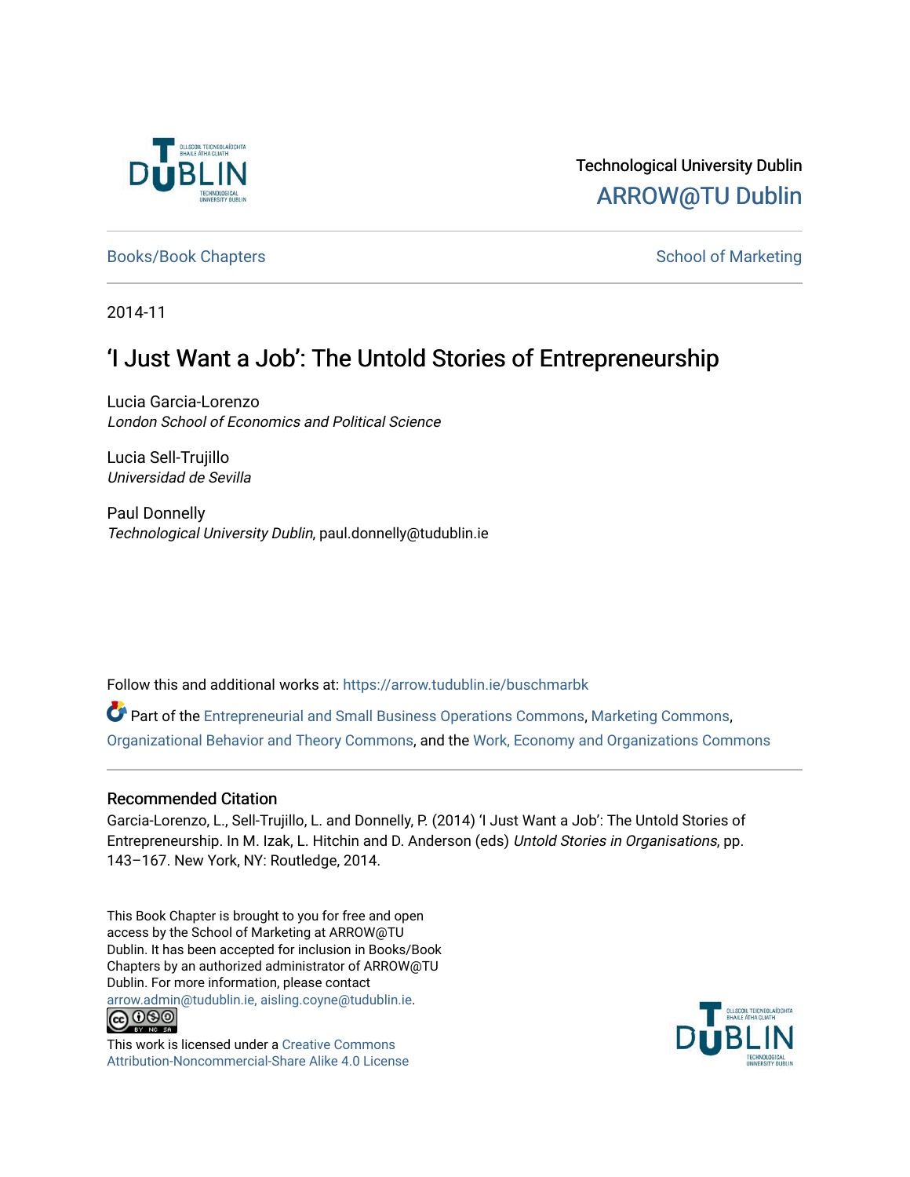Technological University Dublin

ARROW@TU Dublin

Books/Book Chapters

School of Marketing

2014-11

# 'I Just Want a Job': The Untold Stories of Entrepreneurship

Lucia Garcia-Lorenzo
*London School of Economics and Political Science*

Lucia Sell-Trujillo
*Universidad de Sevilla*

Paul Donnelly
*Technological University Dublin*, paul.donnelly@tudublin.ie

Follow this and additional works at: https://arrow.tudublin.ie/buschmarbk

Part of the Entrepreneurial and Small Business Operations Commons, Marketing Commons, Organizational Behavior and Theory Commons, and the Work, Economy and Organizations Commons

## Recommended Citation

Garcia-Lorenzo, L., Sell-Trujillo, L. and Donnelly, P. (2014) 'I Just Want a Job': The Untold Stories of Entrepreneurship. In M. Izak, L. Hitchin and D. Anderson (eds) *Untold Stories in Organisations*, pp. 143–167. New York, NY: Routledge, 2014.

This Book Chapter is brought to you for free and open access by the School of Marketing at ARROW@TU Dublin. It has been accepted for inclusion in Books/Book Chapters by an authorized administrator of ARROW@TU Dublin. For more information, please contact arrow.admin@tudublin.ie, aisling.coyne@tudublin.ie.

This work is licensed under a Creative Commons Attribution-Noncommercial-Share Alike 4.0 License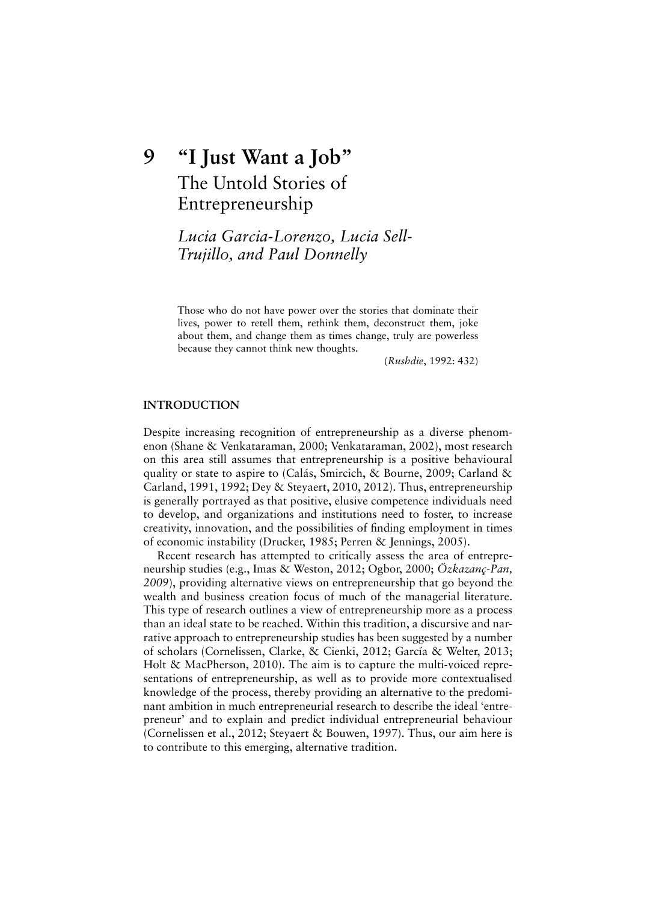# 9 "I Just Want a Job"
## The Untold Stories of Entrepreneurship

*Lucia Garcia-Lorenzo, Lucia Sell-Trujillo, and Paul Donnelly*

> Those who do not have power over the stories that dominate their lives, power to retell them, rethink them, deconstruct them, joke about them, and change them as times change, truly are powerless because they cannot think new thoughts.
>
> (*Rushdie*, 1992: 432)

### INTRODUCTION

Despite increasing recognition of entrepreneurship as a diverse phenomenon (Shane & Venkataraman, 2000; Venkataraman, 2002), most research on this area still assumes that entrepreneurship is a positive behavioural quality or state to aspire to (Calás, Smircich, & Bourne, 2009; Carland & Carland, 1991, 1992; Dey & Steyaert, 2010, 2012). Thus, entrepreneurship is generally portrayed as that positive, elusive competence individuals need to develop, and organizations and institutions need to foster, to increase creativity, innovation, and the possibilities of finding employment in times of economic instability (Drucker, 1985; Perren & Jennings, 2005).

Recent research has attempted to critically assess the area of entrepreneurship studies (e.g., Imas & Weston, 2012; Ogbor, 2000; *Özkazanç-Pan, 2009*), providing alternative views on entrepreneurship that go beyond the wealth and business creation focus of much of the managerial literature. This type of research outlines a view of entrepreneurship more as a process than an ideal state to be reached. Within this tradition, a discursive and narrative approach to entrepreneurship studies has been suggested by a number of scholars (Cornelissen, Clarke, & Cienki, 2012; García & Welter, 2013; Holt & MacPherson, 2010). The aim is to capture the multi-voiced representations of entrepreneurship, as well as to provide more contextualised knowledge of the process, thereby providing an alternative to the predominant ambition in much entrepreneurial research to describe the ideal 'entrepreneur' and to explain and predict individual entrepreneurial behaviour (Cornelissen et al., 2012; Steyaert & Bouwen, 1997). Thus, our aim here is to contribute to this emerging, alternative tradition.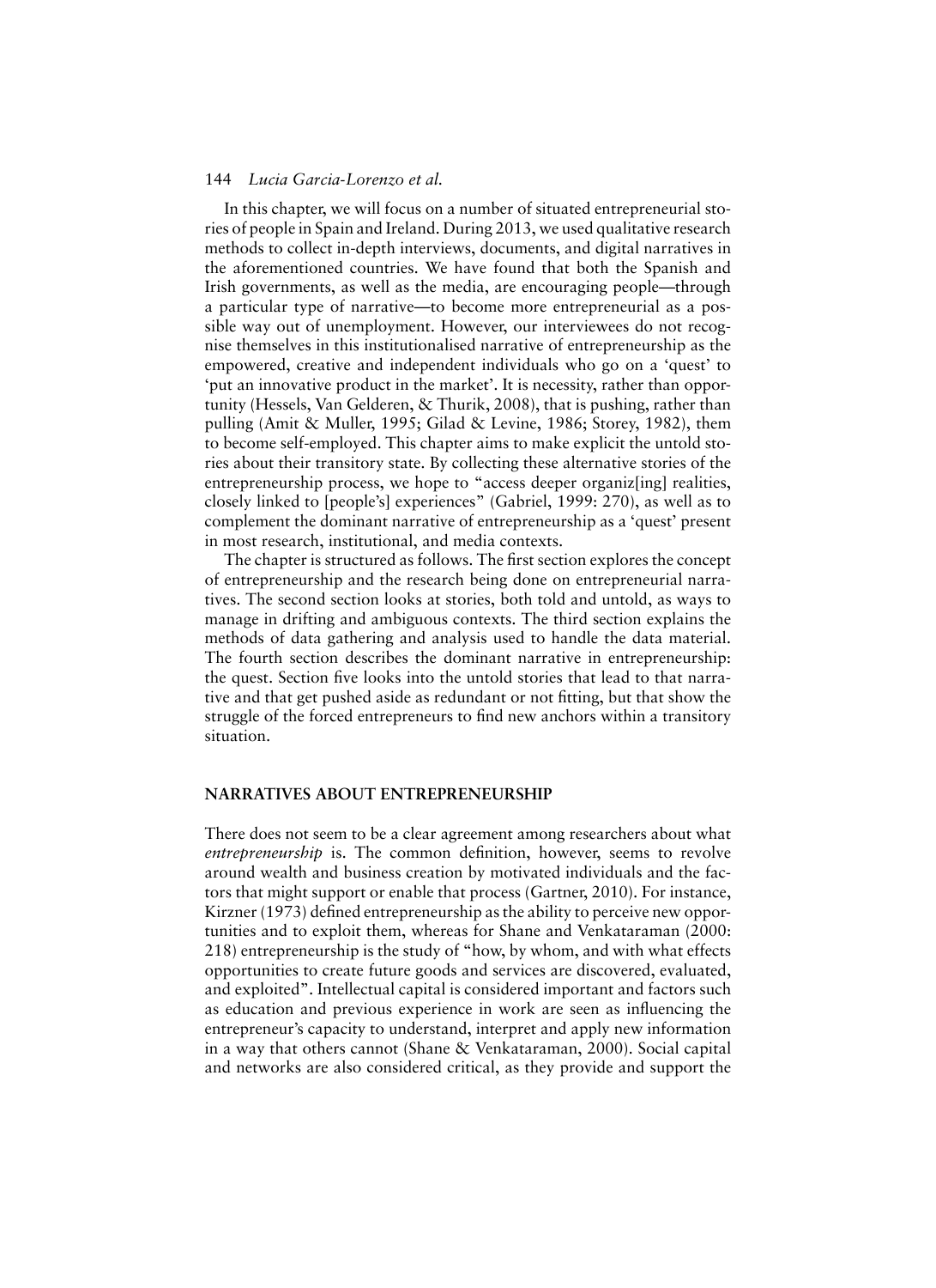In this chapter, we will focus on a number of situated entrepreneurial stories of people in Spain and Ireland. During 2013, we used qualitative research methods to collect in-depth interviews, documents, and digital narratives in the aforementioned countries. We have found that both the Spanish and Irish governments, as well as the media, are encouraging people—through a particular type of narrative—to become more entrepreneurial as a possible way out of unemployment. However, our interviewees do not recognise themselves in this institutionalised narrative of entrepreneurship as the empowered, creative and independent individuals who go on a 'quest' to 'put an innovative product in the market'. It is necessity, rather than opportunity (Hessels, Van Gelderen, & Thurik, 2008), that is pushing, rather than pulling (Amit & Muller, 1995; Gilad & Levine, 1986; Storey, 1982), them to become self-employed. This chapter aims to make explicit the untold stories about their transitory state. By collecting these alternative stories of the entrepreneurship process, we hope to "access deeper organiz[ing] realities, closely linked to [people's] experiences" (Gabriel, 1999: 270), as well as to complement the dominant narrative of entrepreneurship as a 'quest' present in most research, institutional, and media contexts.

The chapter is structured as follows. The first section explores the concept of entrepreneurship and the research being done on entrepreneurial narratives. The second section looks at stories, both told and untold, as ways to manage in drifting and ambiguous contexts. The third section explains the methods of data gathering and analysis used to handle the data material. The fourth section describes the dominant narrative in entrepreneurship: the quest. Section five looks into the untold stories that lead to that narrative and that get pushed aside as redundant or not fitting, but that show the struggle of the forced entrepreneurs to find new anchors within a transitory situation.

## NARRATIVES ABOUT ENTREPRENEURSHIP

There does not seem to be a clear agreement among researchers about what *entrepreneurship* is. The common definition, however, seems to revolve around wealth and business creation by motivated individuals and the factors that might support or enable that process (Gartner, 2010). For instance, Kirzner (1973) defined entrepreneurship as the ability to perceive new opportunities and to exploit them, whereas for Shane and Venkataraman (2000: 218) entrepreneurship is the study of "how, by whom, and with what effects opportunities to create future goods and services are discovered, evaluated, and exploited". Intellectual capital is considered important and factors such as education and previous experience in work are seen as influencing the entrepreneur's capacity to understand, interpret and apply new information in a way that others cannot (Shane & Venkataraman, 2000). Social capital and networks are also considered critical, as they provide and support the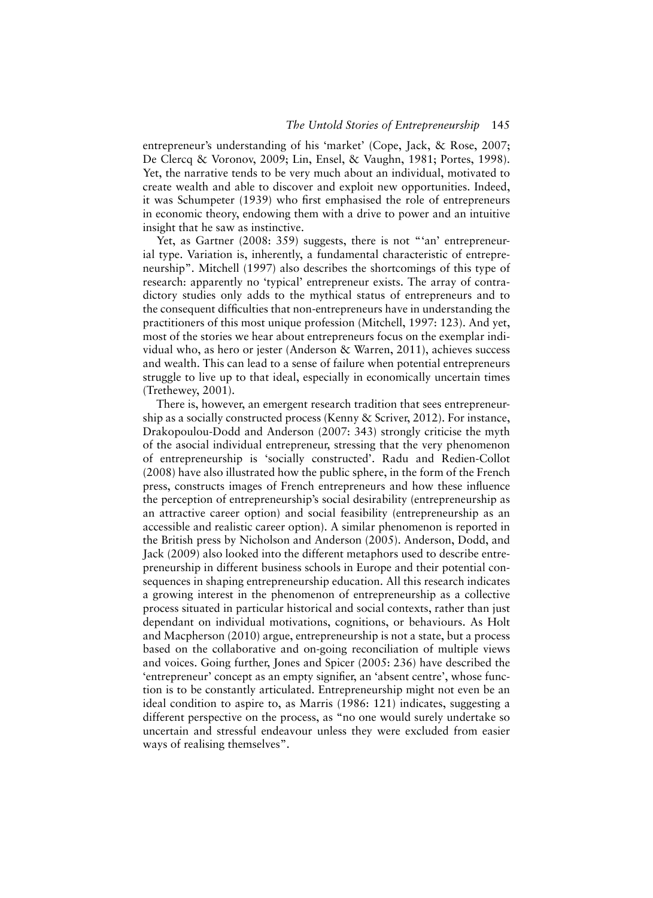entrepreneur's understanding of his 'market' (Cope, Jack, & Rose, 2007; De Clercq & Voronov, 2009; Lin, Ensel, & Vaughn, 1981; Portes, 1998). Yet, the narrative tends to be very much about an individual, motivated to create wealth and able to discover and exploit new opportunities. Indeed, it was Schumpeter (1939) who first emphasised the role of entrepreneurs in economic theory, endowing them with a drive to power and an intuitive insight that he saw as instinctive.

Yet, as Gartner (2008: 359) suggests, there is not "'an' entrepreneurial type. Variation is, inherently, a fundamental characteristic of entrepreneurship". Mitchell (1997) also describes the shortcomings of this type of research: apparently no 'typical' entrepreneur exists. The array of contradictory studies only adds to the mythical status of entrepreneurs and to the consequent difficulties that non-entrepreneurs have in understanding the practitioners of this most unique profession (Mitchell, 1997: 123). And yet, most of the stories we hear about entrepreneurs focus on the exemplar individual who, as hero or jester (Anderson & Warren, 2011), achieves success and wealth. This can lead to a sense of failure when potential entrepreneurs struggle to live up to that ideal, especially in economically uncertain times (Trethewey, 2001).

There is, however, an emergent research tradition that sees entrepreneurship as a socially constructed process (Kenny & Scriver, 2012). For instance, Drakopoulou-Dodd and Anderson (2007: 343) strongly criticise the myth of the asocial individual entrepreneur, stressing that the very phenomenon of entrepreneurship is 'socially constructed'. Radu and Redien-Collot (2008) have also illustrated how the public sphere, in the form of the French press, constructs images of French entrepreneurs and how these influence the perception of entrepreneurship's social desirability (entrepreneurship as an attractive career option) and social feasibility (entrepreneurship as an accessible and realistic career option). A similar phenomenon is reported in the British press by Nicholson and Anderson (2005). Anderson, Dodd, and Jack (2009) also looked into the different metaphors used to describe entrepreneurship in different business schools in Europe and their potential consequences in shaping entrepreneurship education. All this research indicates a growing interest in the phenomenon of entrepreneurship as a collective process situated in particular historical and social contexts, rather than just dependant on individual motivations, cognitions, or behaviours. As Holt and Macpherson (2010) argue, entrepreneurship is not a state, but a process based on the collaborative and on-going reconciliation of multiple views and voices. Going further, Jones and Spicer (2005: 236) have described the 'entrepreneur' concept as an empty signifier, an 'absent centre', whose function is to be constantly articulated. Entrepreneurship might not even be an ideal condition to aspire to, as Marris (1986: 121) indicates, suggesting a different perspective on the process, as "no one would surely undertake so uncertain and stressful endeavour unless they were excluded from easier ways of realising themselves".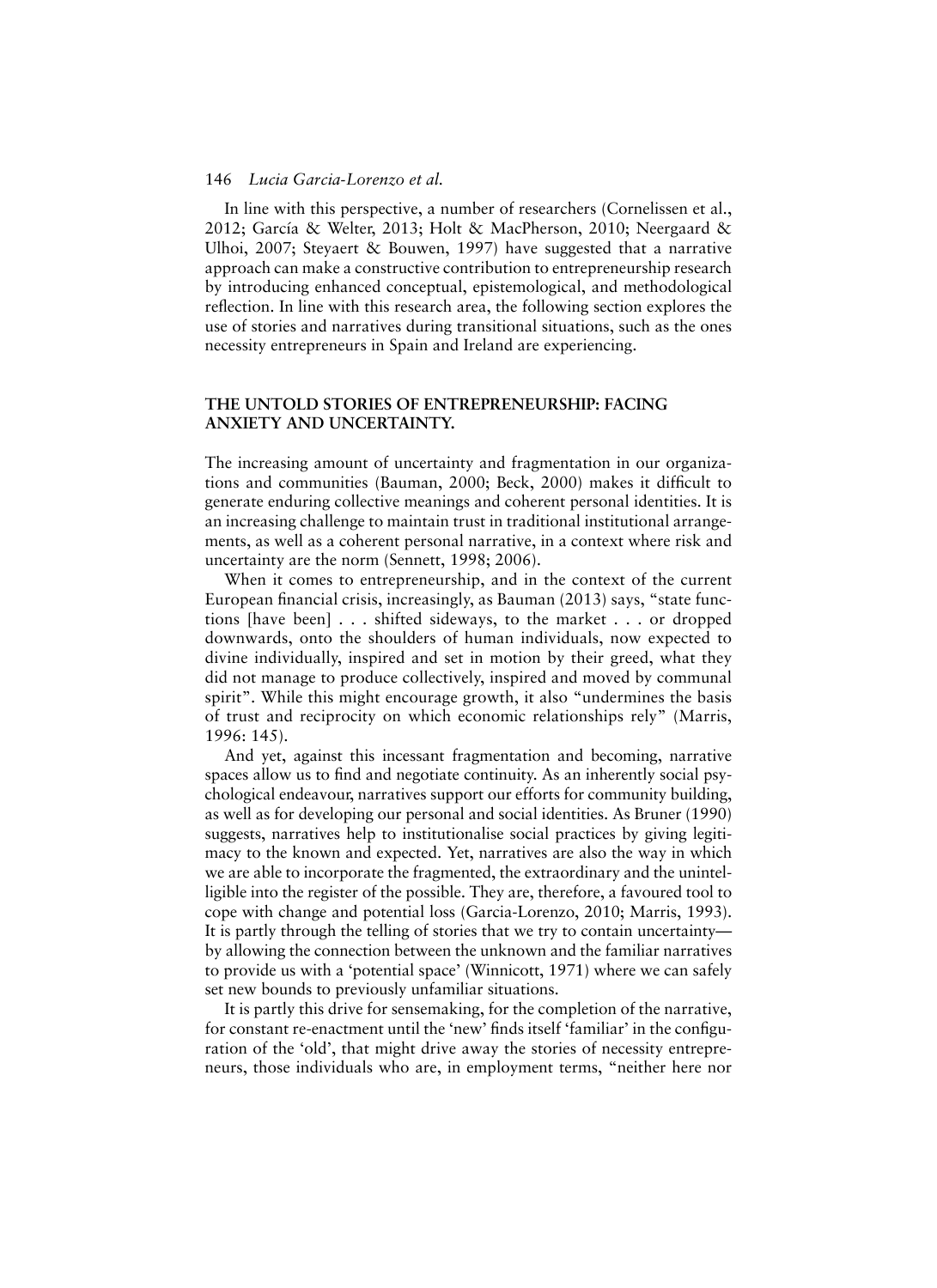In line with this perspective, a number of researchers (Cornelissen et al., 2012; García & Welter, 2013; Holt & MacPherson, 2010; Neergaard & Ulhoi, 2007; Steyaert & Bouwen, 1997) have suggested that a narrative approach can make a constructive contribution to entrepreneurship research by introducing enhanced conceptual, epistemological, and methodological reflection. In line with this research area, the following section explores the use of stories and narratives during transitional situations, such as the ones necessity entrepreneurs in Spain and Ireland are experiencing.

## THE UNTOLD STORIES OF ENTREPRENEURSHIP: FACING ANXIETY AND UNCERTAINTY.

The increasing amount of uncertainty and fragmentation in our organizations and communities (Bauman, 2000; Beck, 2000) makes it difficult to generate enduring collective meanings and coherent personal identities. It is an increasing challenge to maintain trust in traditional institutional arrangements, as well as a coherent personal narrative, in a context where risk and uncertainty are the norm (Sennett, 1998; 2006).

When it comes to entrepreneurship, and in the context of the current European financial crisis, increasingly, as Bauman (2013) says, "state functions [have been] . . . shifted sideways, to the market . . . or dropped downwards, onto the shoulders of human individuals, now expected to divine individually, inspired and set in motion by their greed, what they did not manage to produce collectively, inspired and moved by communal spirit". While this might encourage growth, it also "undermines the basis of trust and reciprocity on which economic relationships rely" (Marris, 1996: 145).

And yet, against this incessant fragmentation and becoming, narrative spaces allow us to find and negotiate continuity. As an inherently social psychological endeavour, narratives support our efforts for community building, as well as for developing our personal and social identities. As Bruner (1990) suggests, narratives help to institutionalise social practices by giving legitimacy to the known and expected. Yet, narratives are also the way in which we are able to incorporate the fragmented, the extraordinary and the unintelligible into the register of the possible. They are, therefore, a favoured tool to cope with change and potential loss (Garcia-Lorenzo, 2010; Marris, 1993). It is partly through the telling of stories that we try to contain uncertainty—by allowing the connection between the unknown and the familiar narratives to provide us with a 'potential space' (Winnicott, 1971) where we can safely set new bounds to previously unfamiliar situations.

It is partly this drive for sensemaking, for the completion of the narrative, for constant re-enactment until the 'new' finds itself 'familiar' in the configuration of the 'old', that might drive away the stories of necessity entrepreneurs, those individuals who are, in employment terms, "neither here nor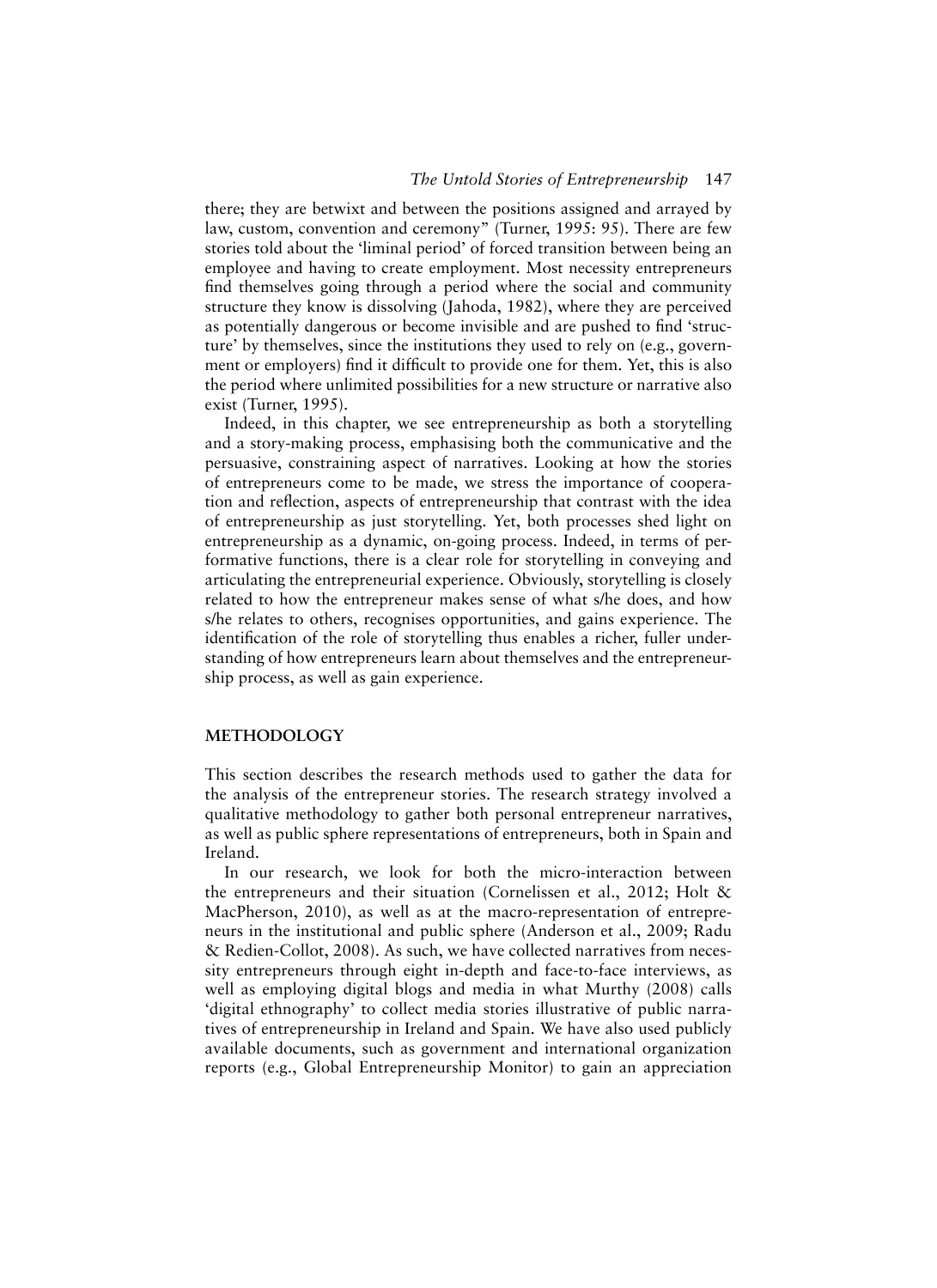there; they are betwixt and between the positions assigned and arrayed by law, custom, convention and ceremony" (Turner, 1995: 95). There are few stories told about the 'liminal period' of forced transition between being an employee and having to create employment. Most necessity entrepreneurs find themselves going through a period where the social and community structure they know is dissolving (Jahoda, 1982), where they are perceived as potentially dangerous or become invisible and are pushed to find 'structure' by themselves, since the institutions they used to rely on (e.g., government or employers) find it difficult to provide one for them. Yet, this is also the period where unlimited possibilities for a new structure or narrative also exist (Turner, 1995).

Indeed, in this chapter, we see entrepreneurship as both a storytelling and a story-making process, emphasising both the communicative and the persuasive, constraining aspect of narratives. Looking at how the stories of entrepreneurs come to be made, we stress the importance of cooperation and reflection, aspects of entrepreneurship that contrast with the idea of entrepreneurship as just storytelling. Yet, both processes shed light on entrepreneurship as a dynamic, on-going process. Indeed, in terms of performative functions, there is a clear role for storytelling in conveying and articulating the entrepreneurial experience. Obviously, storytelling is closely related to how the entrepreneur makes sense of what s/he does, and how s/he relates to others, recognises opportunities, and gains experience. The identification of the role of storytelling thus enables a richer, fuller understanding of how entrepreneurs learn about themselves and the entrepreneurship process, as well as gain experience.

## METHODOLOGY

This section describes the research methods used to gather the data for the analysis of the entrepreneur stories. The research strategy involved a qualitative methodology to gather both personal entrepreneur narratives, as well as public sphere representations of entrepreneurs, both in Spain and Ireland.

In our research, we look for both the micro-interaction between the entrepreneurs and their situation (Cornelissen et al., 2012; Holt & MacPherson, 2010), as well as at the macro-representation of entrepreneurs in the institutional and public sphere (Anderson et al., 2009; Radu & Redien-Collot, 2008). As such, we have collected narratives from necessity entrepreneurs through eight in-depth and face-to-face interviews, as well as employing digital blogs and media in what Murthy (2008) calls 'digital ethnography' to collect media stories illustrative of public narratives of entrepreneurship in Ireland and Spain. We have also used publicly available documents, such as government and international organization reports (e.g., Global Entrepreneurship Monitor) to gain an appreciation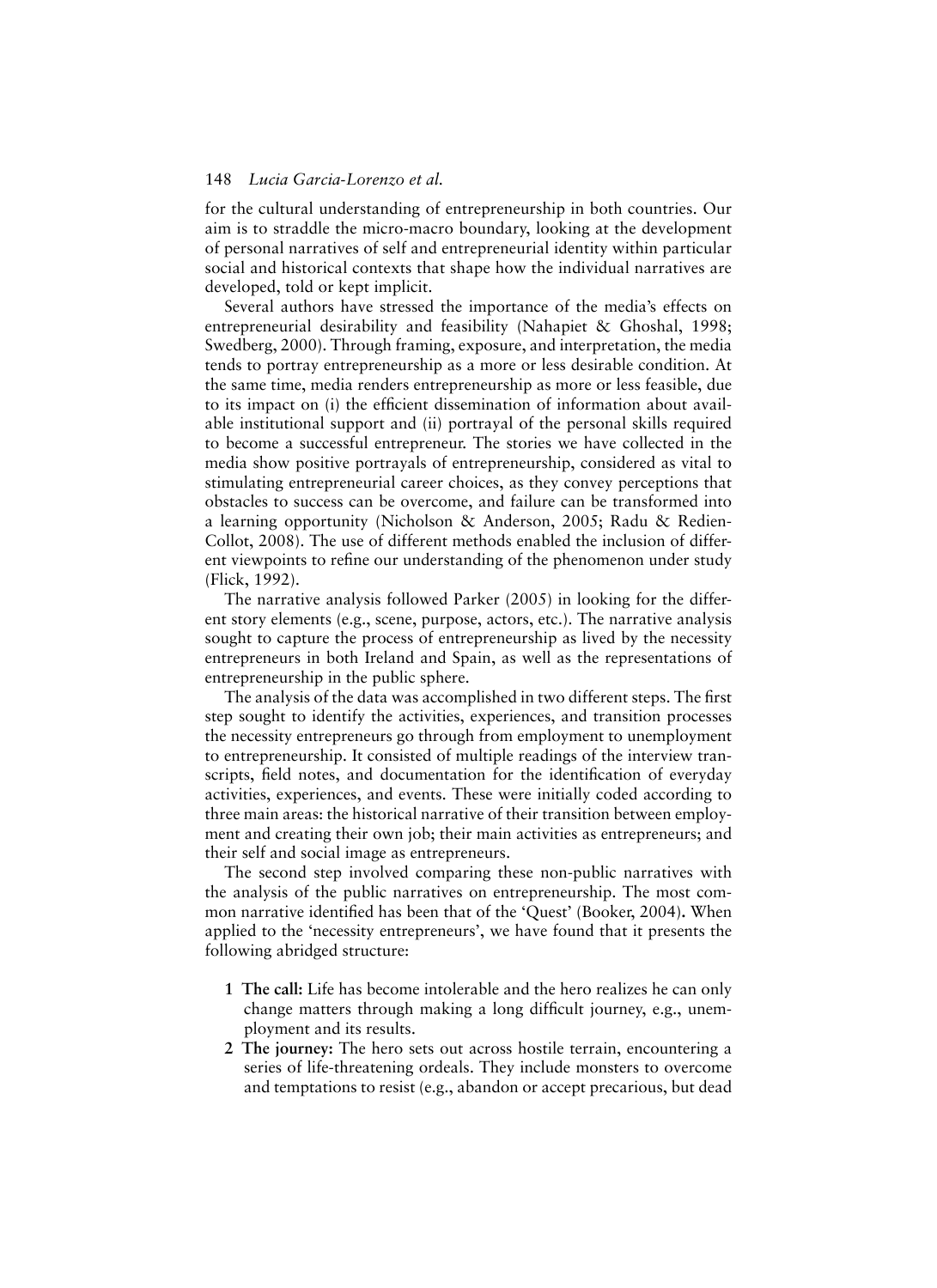for the cultural understanding of entrepreneurship in both countries. Our aim is to straddle the micro-macro boundary, looking at the development of personal narratives of self and entrepreneurial identity within particular social and historical contexts that shape how the individual narratives are developed, told or kept implicit.

Several authors have stressed the importance of the media's effects on entrepreneurial desirability and feasibility (Nahapiet & Ghoshal, 1998; Swedberg, 2000). Through framing, exposure, and interpretation, the media tends to portray entrepreneurship as a more or less desirable condition. At the same time, media renders entrepreneurship as more or less feasible, due to its impact on (i) the efficient dissemination of information about available institutional support and (ii) portrayal of the personal skills required to become a successful entrepreneur. The stories we have collected in the media show positive portrayals of entrepreneurship, considered as vital to stimulating entrepreneurial career choices, as they convey perceptions that obstacles to success can be overcome, and failure can be transformed into a learning opportunity (Nicholson & Anderson, 2005; Radu & Redien-Collot, 2008). The use of different methods enabled the inclusion of different viewpoints to refine our understanding of the phenomenon under study (Flick, 1992).

The narrative analysis followed Parker (2005) in looking for the different story elements (e.g., scene, purpose, actors, etc.). The narrative analysis sought to capture the process of entrepreneurship as lived by the necessity entrepreneurs in both Ireland and Spain, as well as the representations of entrepreneurship in the public sphere.

The analysis of the data was accomplished in two different steps. The first step sought to identify the activities, experiences, and transition processes the necessity entrepreneurs go through from employment to unemployment to entrepreneurship. It consisted of multiple readings of the interview transcripts, field notes, and documentation for the identification of everyday activities, experiences, and events. These were initially coded according to three main areas: the historical narrative of their transition between employment and creating their own job; their main activities as entrepreneurs; and their self and social image as entrepreneurs.

The second step involved comparing these non-public narratives with the analysis of the public narratives on entrepreneurship. The most common narrative identified has been that of the 'Quest' (Booker, 2004). When applied to the 'necessity entrepreneurs', we have found that it presents the following abridged structure:

1. **The call:** Life has become intolerable and the hero realizes he can only change matters through making a long difficult journey, e.g., unemployment and its results.
2. **The journey:** The hero sets out across hostile terrain, encountering a series of life-threatening ordeals. They include monsters to overcome and temptations to resist (e.g., abandon or accept precarious, but dead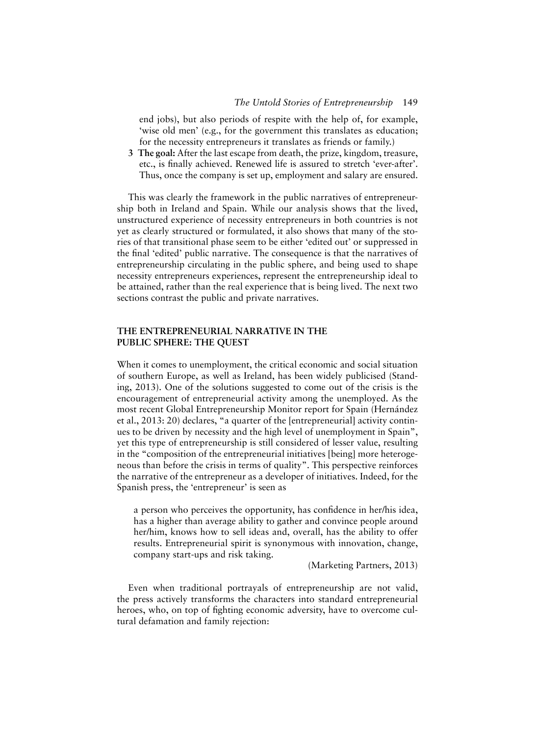end jobs), but also periods of respite with the help of, for example, 'wise old men' (e.g., for the government this translates as education; for the necessity entrepreneurs it translates as friends or family.)

3. **The goal:** After the last escape from death, the prize, kingdom, treasure, etc., is finally achieved. Renewed life is assured to stretch 'ever-after'. Thus, once the company is set up, employment and salary are ensured.

This was clearly the framework in the public narratives of entrepreneurship both in Ireland and Spain. While our analysis shows that the lived, unstructured experience of necessity entrepreneurs in both countries is not yet as clearly structured or formulated, it also shows that many of the stories of that transitional phase seem to be either 'edited out' or suppressed in the final 'edited' public narrative. The consequence is that the narratives of entrepreneurship circulating in the public sphere, and being used to shape necessity entrepreneurs experiences, represent the entrepreneurship ideal to be attained, rather than the real experience that is being lived. The next two sections contrast the public and private narratives.

## THE ENTREPRENEURIAL NARRATIVE IN THE PUBLIC SPHERE: THE QUEST

When it comes to unemployment, the critical economic and social situation of southern Europe, as well as Ireland, has been widely publicised (Standing, 2013). One of the solutions suggested to come out of the crisis is the encouragement of entrepreneurial activity among the unemployed. As the most recent Global Entrepreneurship Monitor report for Spain (Hernández et al., 2013: 20) declares, "a quarter of the [entrepreneurial] activity continues to be driven by necessity and the high level of unemployment in Spain", yet this type of entrepreneurship is still considered of lesser value, resulting in the "composition of the entrepreneurial initiatives [being] more heterogeneous than before the crisis in terms of quality". This perspective reinforces the narrative of the entrepreneur as a developer of initiatives. Indeed, for the Spanish press, the 'entrepreneur' is seen as

> a person who perceives the opportunity, has confidence in her/his idea, has a higher than average ability to gather and convince people around her/him, knows how to sell ideas and, overall, has the ability to offer results. Entrepreneurial spirit is synonymous with innovation, change, company start-ups and risk taking.
>
> (Marketing Partners, 2013)

Even when traditional portrayals of entrepreneurship are not valid, the press actively transforms the characters into standard entrepreneurial heroes, who, on top of fighting economic adversity, have to overcome cultural defamation and family rejection: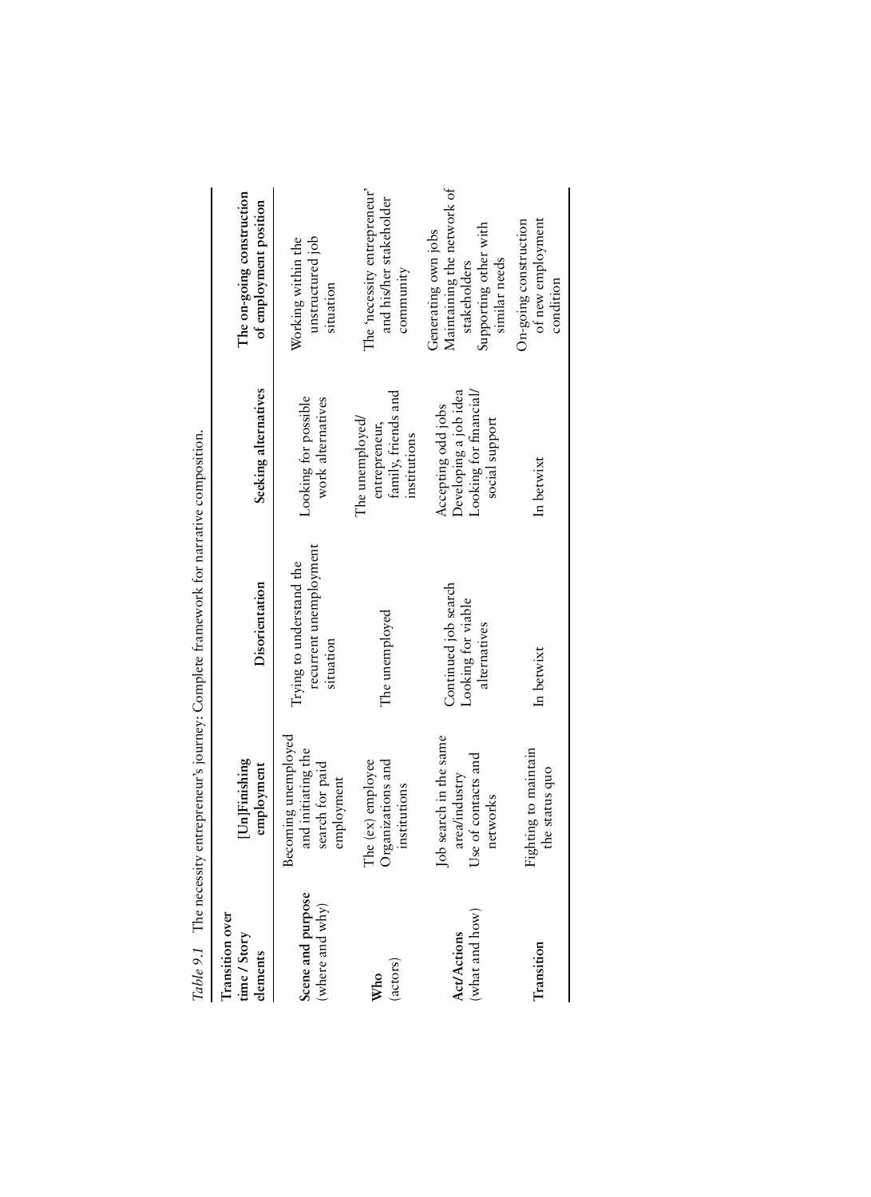*Table 9.1* The necessity entrepreneur's journey: Complete framework for narrative composition.

| Transition over time / Story elements | [Un]Finishing employment | Disorientation | Seeking alternatives | The on-going construction of employment position |
|---|---|---|---|---|
| **Scene and purpose** (where and why) | Becoming unemployed and initiating the search for paid employment | Trying to understand the recurrent unemployment situation | Looking for possible work alternatives | Working within the unstructured job situation |
| **Who** (actors) | The (ex) employee<br>Organizations and institutions | The unemployed | The unemployed/ entrepreneur, family, friends and institutions | The 'necessity entrepreneur' and his/her stakeholder community |
| **Act/Actions** (what and how) | Job search in the same area/industry<br>Use of contacts and networks | Continued job search<br>Looking for viable alternatives | Accepting odd jobs<br>Developing a job idea<br>Looking for financial/ social support | Generating own jobs<br>Maintaining the network of stakeholders<br>Supporting other with similar needs |
| **Transition** | Fighting to maintain the status quo | In betwixt | In betwixt | On-going construction of new employment condition |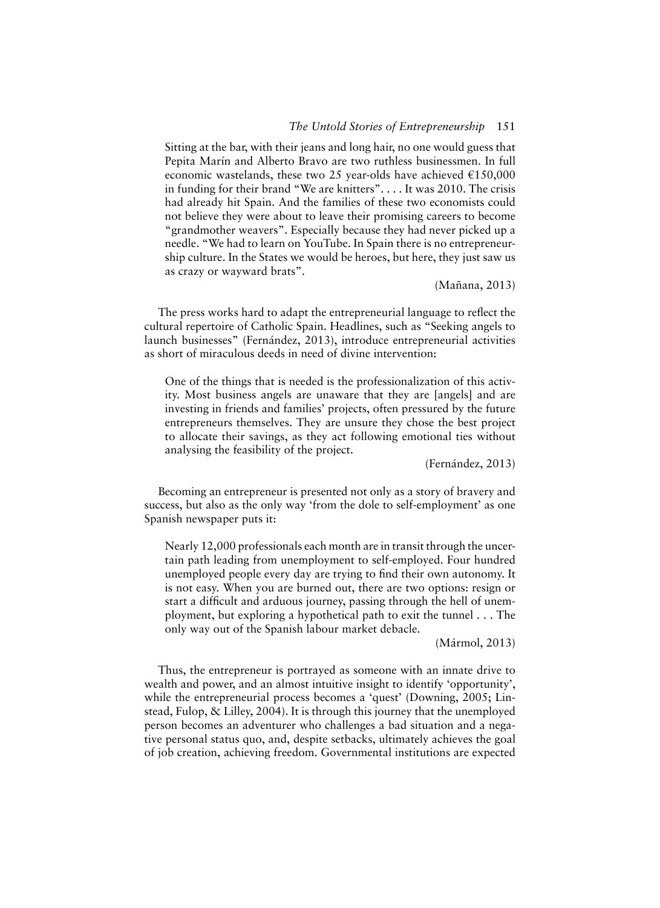> Sitting at the bar, with their jeans and long hair, no one would guess that Pepita Marín and Alberto Bravo are two ruthless businessmen. In full economic wastelands, these two 25 year-olds have achieved €150,000 in funding for their brand "We are knitters". . . . It was 2010. The crisis had already hit Spain. And the families of these two economists could not believe they were about to leave their promising careers to become "grandmother weavers". Especially because they had never picked up a needle. "We had to learn on YouTube. In Spain there is no entrepreneurship culture. In the States we would be heroes, but here, they just saw us as crazy or wayward brats".
>
> (Mañana, 2013)

The press works hard to adapt the entrepreneurial language to reflect the cultural repertoire of Catholic Spain. Headlines, such as "Seeking angels to launch businesses" (Fernández, 2013), introduce entrepreneurial activities as short of miraculous deeds in need of divine intervention:

> One of the things that is needed is the professionalization of this activity. Most business angels are unaware that they are [angels] and are investing in friends and families' projects, often pressured by the future entrepreneurs themselves. They are unsure they chose the best project to allocate their savings, as they act following emotional ties without analysing the feasibility of the project.
>
> (Fernández, 2013)

Becoming an entrepreneur is presented not only as a story of bravery and success, but also as the only way 'from the dole to self-employment' as one Spanish newspaper puts it:

> Nearly 12,000 professionals each month are in transit through the uncertain path leading from unemployment to self-employed. Four hundred unemployed people every day are trying to find their own autonomy. It is not easy. When you are burned out, there are two options: resign or start a difficult and arduous journey, passing through the hell of unemployment, but exploring a hypothetical path to exit the tunnel . . . The only way out of the Spanish labour market debacle.
>
> (Mármol, 2013)

Thus, the entrepreneur is portrayed as someone with an innate drive to wealth and power, and an almost intuitive insight to identify 'opportunity', while the entrepreneurial process becomes a 'quest' (Downing, 2005; Linstead, Fulop, & Lilley, 2004). It is through this journey that the unemployed person becomes an adventurer who challenges a bad situation and a negative personal status quo, and, despite setbacks, ultimately achieves the goal of job creation, achieving freedom. Governmental institutions are expected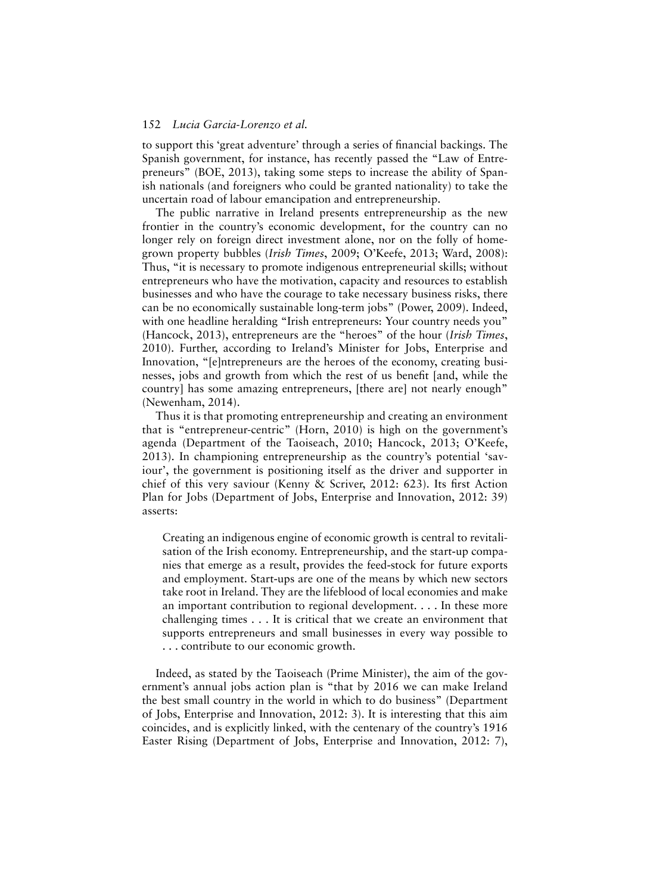to support this 'great adventure' through a series of financial backings. The Spanish government, for instance, has recently passed the "Law of Entrepreneurs" (BOE, 2013), taking some steps to increase the ability of Spanish nationals (and foreigners who could be granted nationality) to take the uncertain road of labour emancipation and entrepreneurship.

The public narrative in Ireland presents entrepreneurship as the new frontier in the country's economic development, for the country can no longer rely on foreign direct investment alone, nor on the folly of homegrown property bubbles (*Irish Times*, 2009; O'Keefe, 2013; Ward, 2008): Thus, "it is necessary to promote indigenous entrepreneurial skills; without entrepreneurs who have the motivation, capacity and resources to establish businesses and who have the courage to take necessary business risks, there can be no economically sustainable long-term jobs" (Power, 2009). Indeed, with one headline heralding "Irish entrepreneurs: Your country needs you" (Hancock, 2013), entrepreneurs are the "heroes" of the hour (*Irish Times*, 2010). Further, according to Ireland's Minister for Jobs, Enterprise and Innovation, "[e]ntrepreneurs are the heroes of the economy, creating businesses, jobs and growth from which the rest of us benefit [and, while the country] has some amazing entrepreneurs, [there are] not nearly enough" (Newenham, 2014).

Thus it is that promoting entrepreneurship and creating an environment that is "entrepreneur-centric" (Horn, 2010) is high on the government's agenda (Department of the Taoiseach, 2010; Hancock, 2013; O'Keefe, 2013). In championing entrepreneurship as the country's potential 'saviour', the government is positioning itself as the driver and supporter in chief of this very saviour (Kenny & Scriver, 2012: 623). Its first Action Plan for Jobs (Department of Jobs, Enterprise and Innovation, 2012: 39) asserts:

> Creating an indigenous engine of economic growth is central to revitalisation of the Irish economy. Entrepreneurship, and the start-up companies that emerge as a result, provides the feed-stock for future exports and employment. Start-ups are one of the means by which new sectors take root in Ireland. They are the lifeblood of local economies and make an important contribution to regional development. . . . In these more challenging times . . . It is critical that we create an environment that supports entrepreneurs and small businesses in every way possible to . . . contribute to our economic growth.

Indeed, as stated by the Taoiseach (Prime Minister), the aim of the government's annual jobs action plan is "that by 2016 we can make Ireland the best small country in the world in which to do business" (Department of Jobs, Enterprise and Innovation, 2012: 3). It is interesting that this aim coincides, and is explicitly linked, with the centenary of the country's 1916 Easter Rising (Department of Jobs, Enterprise and Innovation, 2012: 7),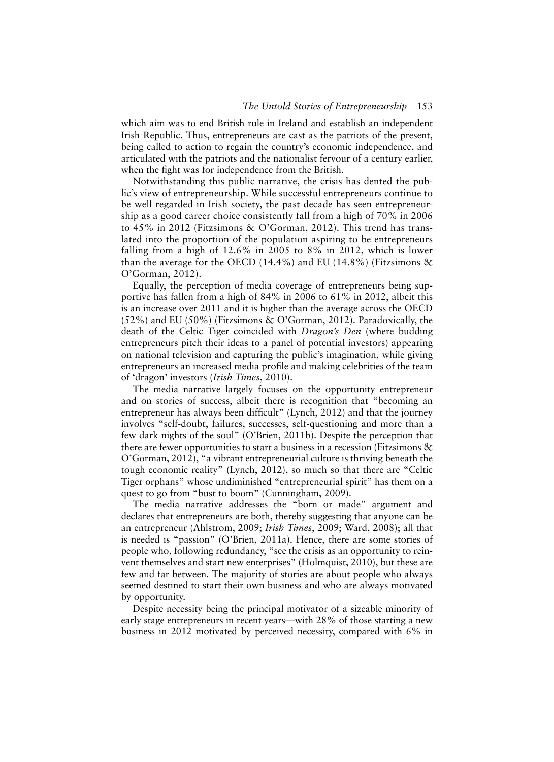which aim was to end British rule in Ireland and establish an independent Irish Republic. Thus, entrepreneurs are cast as the patriots of the present, being called to action to regain the country's economic independence, and articulated with the patriots and the nationalist fervour of a century earlier, when the fight was for independence from the British.

Notwithstanding this public narrative, the crisis has dented the public's view of entrepreneurship. While successful entrepreneurs continue to be well regarded in Irish society, the past decade has seen entrepreneurship as a good career choice consistently fall from a high of 70% in 2006 to 45% in 2012 (Fitzsimons & O'Gorman, 2012). This trend has translated into the proportion of the population aspiring to be entrepreneurs falling from a high of 12.6% in 2005 to 8% in 2012, which is lower than the average for the OECD (14.4%) and EU (14.8%) (Fitzsimons & O'Gorman, 2012).

Equally, the perception of media coverage of entrepreneurs being supportive has fallen from a high of 84% in 2006 to 61% in 2012, albeit this is an increase over 2011 and it is higher than the average across the OECD (52%) and EU (50%) (Fitzsimons & O'Gorman, 2012). Paradoxically, the death of the Celtic Tiger coincided with *Dragon's Den* (where budding entrepreneurs pitch their ideas to a panel of potential investors) appearing on national television and capturing the public's imagination, while giving entrepreneurs an increased media profile and making celebrities of the team of 'dragon' investors (*Irish Times*, 2010).

The media narrative largely focuses on the opportunity entrepreneur and on stories of success, albeit there is recognition that "becoming an entrepreneur has always been difficult" (Lynch, 2012) and that the journey involves "self-doubt, failures, successes, self-questioning and more than a few dark nights of the soul" (O'Brien, 2011b). Despite the perception that there are fewer opportunities to start a business in a recession (Fitzsimons & O'Gorman, 2012), "a vibrant entrepreneurial culture is thriving beneath the tough economic reality" (Lynch, 2012), so much so that there are "Celtic Tiger orphans" whose undiminished "entrepreneurial spirit" has them on a quest to go from "bust to boom" (Cunningham, 2009).

The media narrative addresses the "born or made" argument and declares that entrepreneurs are both, thereby suggesting that anyone can be an entrepreneur (Ahlstrom, 2009; *Irish Times*, 2009; Ward, 2008); all that is needed is "passion" (O'Brien, 2011a). Hence, there are some stories of people who, following redundancy, "see the crisis as an opportunity to reinvent themselves and start new enterprises" (Holmquist, 2010), but these are few and far between. The majority of stories are about people who always seemed destined to start their own business and who are always motivated by opportunity.

Despite necessity being the principal motivator of a sizeable minority of early stage entrepreneurs in recent years—with 28% of those starting a new business in 2012 motivated by perceived necessity, compared with 6% in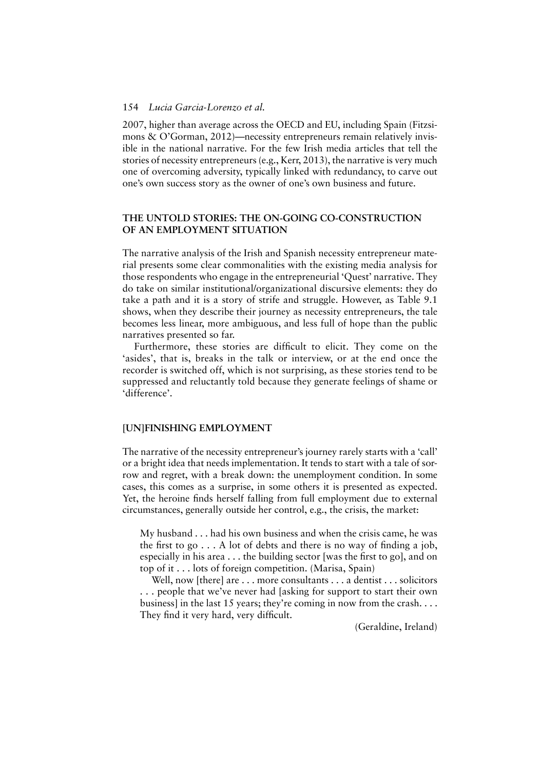2007, higher than average across the OECD and EU, including Spain (Fitzsimons & O'Gorman, 2012)—necessity entrepreneurs remain relatively invisible in the national narrative. For the few Irish media articles that tell the stories of necessity entrepreneurs (e.g., Kerr, 2013), the narrative is very much one of overcoming adversity, typically linked with redundancy, to carve out one's own success story as the owner of one's own business and future.

## THE UNTOLD STORIES: THE ON-GOING CO-CONSTRUCTION OF AN EMPLOYMENT SITUATION

The narrative analysis of the Irish and Spanish necessity entrepreneur material presents some clear commonalities with the existing media analysis for those respondents who engage in the entrepreneurial 'Quest' narrative. They do take on similar institutional/organizational discursive elements: they do take a path and it is a story of strife and struggle. However, as Table 9.1 shows, when they describe their journey as necessity entrepreneurs, the tale becomes less linear, more ambiguous, and less full of hope than the public narratives presented so far.

Furthermore, these stories are difficult to elicit. They come on the 'asides', that is, breaks in the talk or interview, or at the end once the recorder is switched off, which is not surprising, as these stories tend to be suppressed and reluctantly told because they generate feelings of shame or 'difference'.

## [UN]FINISHING EMPLOYMENT

The narrative of the necessity entrepreneur's journey rarely starts with a 'call' or a bright idea that needs implementation. It tends to start with a tale of sorrow and regret, with a break down: the unemployment condition. In some cases, this comes as a surprise, in some others it is presented as expected. Yet, the heroine finds herself falling from full employment due to external circumstances, generally outside her control, e.g., the crisis, the market:

> My husband . . . had his own business and when the crisis came, he was the first to go . . . A lot of debts and there is no way of finding a job, especially in his area . . . the building sector [was the first to go], and on top of it . . . lots of foreign competition. (Marisa, Spain)
>
> Well, now [there] are . . . more consultants . . . a dentist . . . solicitors . . . people that we've never had [asking for support to start their own business] in the last 15 years; they're coming in now from the crash. . . . They find it very hard, very difficult.
>
> (Geraldine, Ireland)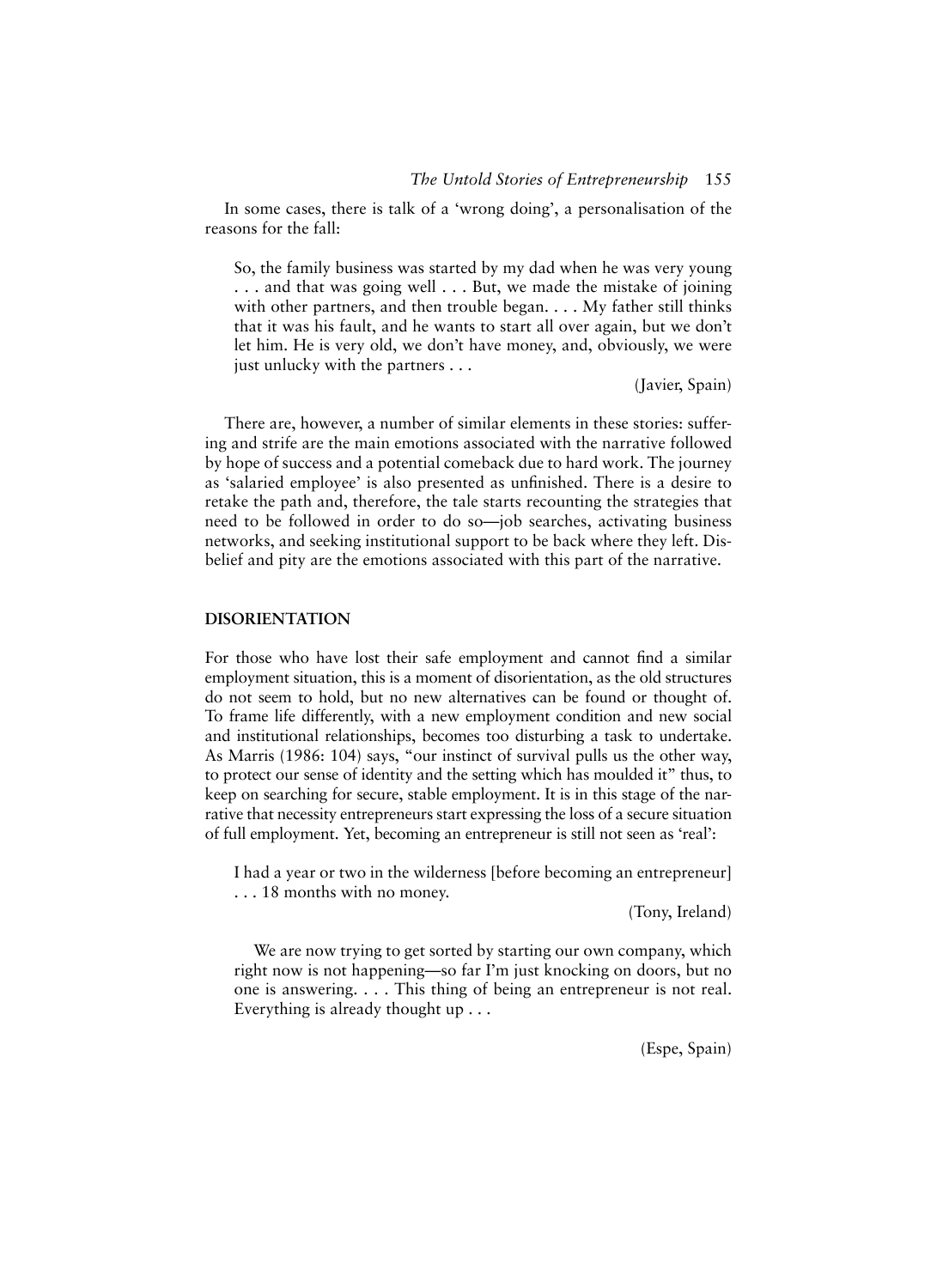In some cases, there is talk of a 'wrong doing', a personalisation of the reasons for the fall:

> So, the family business was started by my dad when he was very young . . . and that was going well . . . But, we made the mistake of joining with other partners, and then trouble began. . . . My father still thinks that it was his fault, and he wants to start all over again, but we don't let him. He is very old, we don't have money, and, obviously, we were just unlucky with the partners . . .
>
> (Javier, Spain)

There are, however, a number of similar elements in these stories: suffering and strife are the main emotions associated with the narrative followed by hope of success and a potential comeback due to hard work. The journey as 'salaried employee' is also presented as unfinished. There is a desire to retake the path and, therefore, the tale starts recounting the strategies that need to be followed in order to do so—job searches, activating business networks, and seeking institutional support to be back where they left. Disbelief and pity are the emotions associated with this part of the narrative.

## DISORIENTATION

For those who have lost their safe employment and cannot find a similar employment situation, this is a moment of disorientation, as the old structures do not seem to hold, but no new alternatives can be found or thought of. To frame life differently, with a new employment condition and new social and institutional relationships, becomes too disturbing a task to undertake. As Marris (1986: 104) says, "our instinct of survival pulls us the other way, to protect our sense of identity and the setting which has moulded it" thus, to keep on searching for secure, stable employment. It is in this stage of the narrative that necessity entrepreneurs start expressing the loss of a secure situation of full employment. Yet, becoming an entrepreneur is still not seen as 'real':

> I had a year or two in the wilderness [before becoming an entrepreneur] . . . 18 months with no money.
>
> (Tony, Ireland)

> We are now trying to get sorted by starting our own company, which right now is not happening—so far I'm just knocking on doors, but no one is answering. . . . This thing of being an entrepreneur is not real. Everything is already thought up . . .
>
> (Espe, Spain)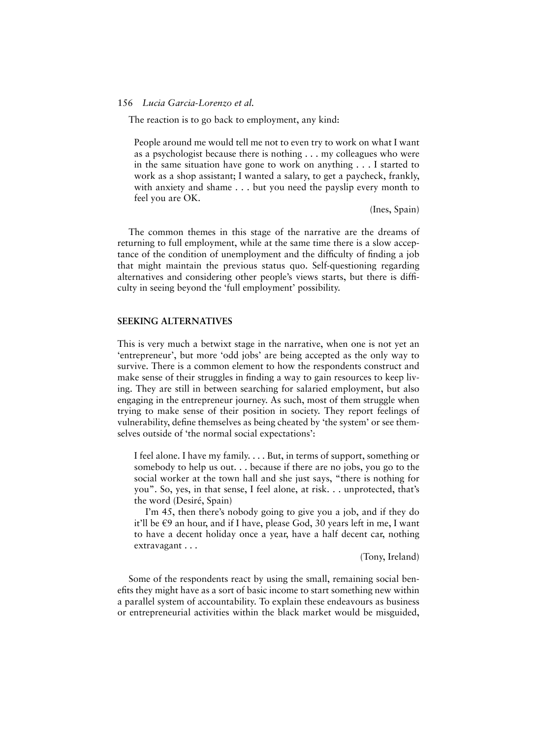The reaction is to go back to employment, any kind:

> People around me would tell me not to even try to work on what I want as a psychologist because there is nothing . . . my colleagues who were in the same situation have gone to work on anything . . . I started to work as a shop assistant; I wanted a salary, to get a paycheck, frankly, with anxiety and shame . . . but you need the payslip every month to feel you are OK.
>
> (Ines, Spain)

The common themes in this stage of the narrative are the dreams of returning to full employment, while at the same time there is a slow acceptance of the condition of unemployment and the difficulty of finding a job that might maintain the previous status quo. Self-questioning regarding alternatives and considering other people's views starts, but there is difficulty in seeing beyond the 'full employment' possibility.

## SEEKING ALTERNATIVES

This is very much a betwixt stage in the narrative, when one is not yet an 'entrepreneur', but more 'odd jobs' are being accepted as the only way to survive. There is a common element to how the respondents construct and make sense of their struggles in finding a way to gain resources to keep living. They are still in between searching for salaried employment, but also engaging in the entrepreneur journey. As such, most of them struggle when trying to make sense of their position in society. They report feelings of vulnerability, define themselves as being cheated by 'the system' or see themselves outside of 'the normal social expectations':

> I feel alone. I have my family. . . . But, in terms of support, something or somebody to help us out. . . because if there are no jobs, you go to the social worker at the town hall and she just says, "there is nothing for you". So, yes, in that sense, I feel alone, at risk. . . unprotected, that's the word (Desiré, Spain)
>
> I'm 45, then there's nobody going to give you a job, and if they do it'll be €9 an hour, and if I have, please God, 30 years left in me, I want to have a decent holiday once a year, have a half decent car, nothing extravagant . . .
>
> (Tony, Ireland)

Some of the respondents react by using the small, remaining social benefits they might have as a sort of basic income to start something new within a parallel system of accountability. To explain these endeavours as business or entrepreneurial activities within the black market would be misguided,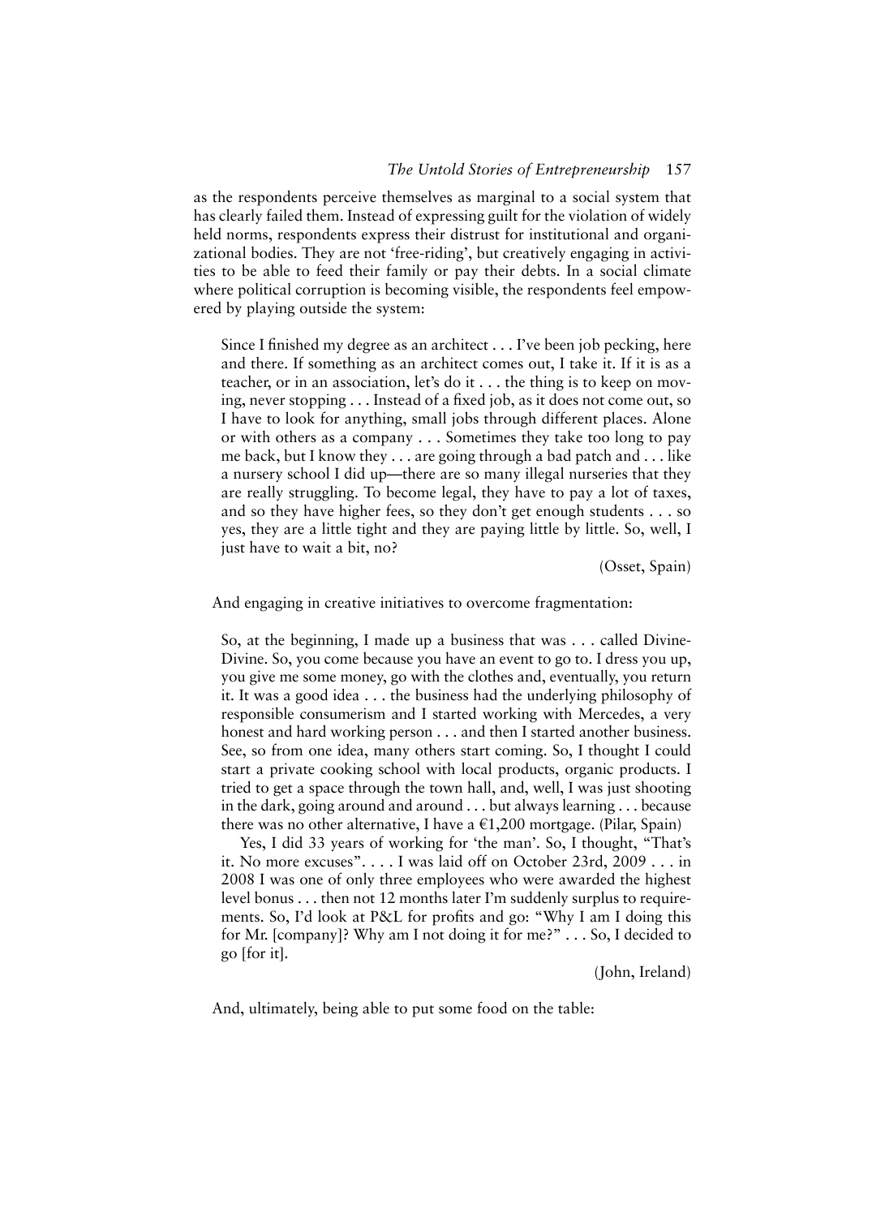as the respondents perceive themselves as marginal to a social system that has clearly failed them. Instead of expressing guilt for the violation of widely held norms, respondents express their distrust for institutional and organizational bodies. They are not 'free-riding', but creatively engaging in activities to be able to feed their family or pay their debts. In a social climate where political corruption is becoming visible, the respondents feel empowered by playing outside the system:

> Since I finished my degree as an architect . . . I've been job pecking, here and there. If something as an architect comes out, I take it. If it is as a teacher, or in an association, let's do it . . . the thing is to keep on moving, never stopping . . . Instead of a fixed job, as it does not come out, so I have to look for anything, small jobs through different places. Alone or with others as a company . . . Sometimes they take too long to pay me back, but I know they . . . are going through a bad patch and . . . like a nursery school I did up—there are so many illegal nurseries that they are really struggling. To become legal, they have to pay a lot of taxes, and so they have higher fees, so they don't get enough students . . . so yes, they are a little tight and they are paying little by little. So, well, I just have to wait a bit, no?
>
> (Osset, Spain)

And engaging in creative initiatives to overcome fragmentation:

> So, at the beginning, I made up a business that was . . . called Divine-Divine. So, you come because you have an event to go to. I dress you up, you give me some money, go with the clothes and, eventually, you return it. It was a good idea . . . the business had the underlying philosophy of responsible consumerism and I started working with Mercedes, a very honest and hard working person . . . and then I started another business. See, so from one idea, many others start coming. So, I thought I could start a private cooking school with local products, organic products. I tried to get a space through the town hall, and, well, I was just shooting in the dark, going around and around . . . but always learning . . . because there was no other alternative, I have a €1,200 mortgage. (Pilar, Spain)
>
> Yes, I did 33 years of working for 'the man'. So, I thought, "That's it. No more excuses". . . . I was laid off on October 23rd, 2009 . . . in 2008 I was one of only three employees who were awarded the highest level bonus . . . then not 12 months later I'm suddenly surplus to requirements. So, I'd look at P&L for profits and go: "Why I am I doing this for Mr. [company]? Why am I not doing it for me?" . . . So, I decided to go [for it].
>
> (John, Ireland)

And, ultimately, being able to put some food on the table: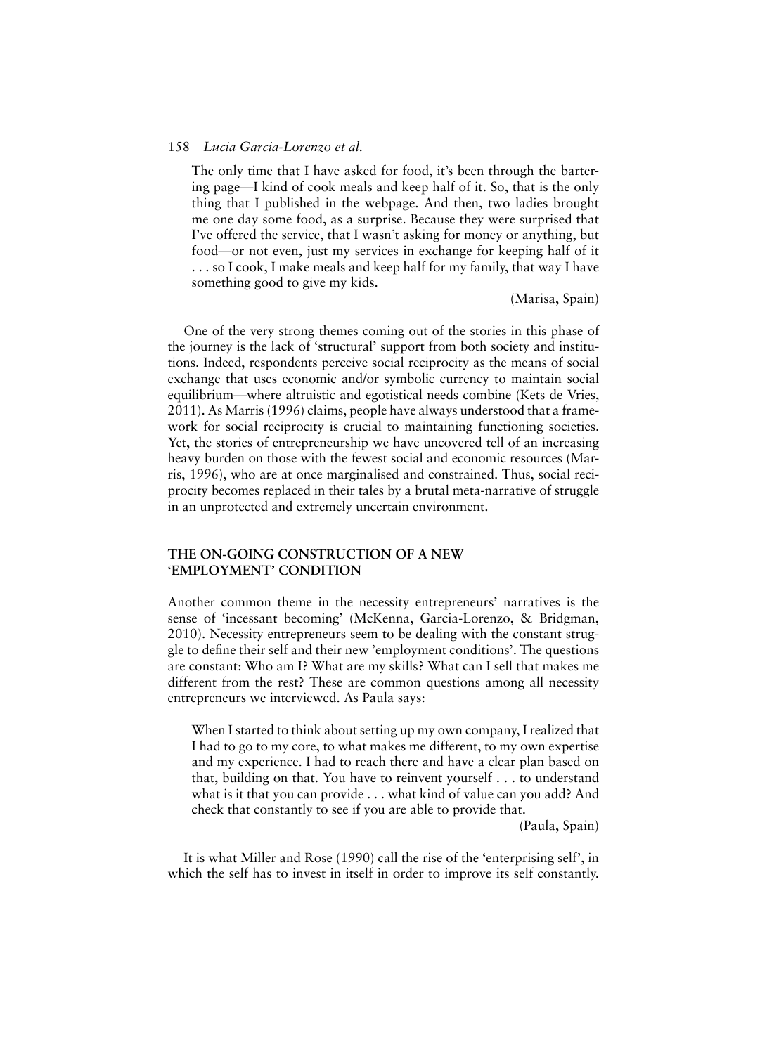> The only time that I have asked for food, it's been through the bartering page—I kind of cook meals and keep half of it. So, that is the only thing that I published in the webpage. And then, two ladies brought me one day some food, as a surprise. Because they were surprised that I've offered the service, that I wasn't asking for money or anything, but food—or not even, just my services in exchange for keeping half of it . . . so I cook, I make meals and keep half for my family, that way I have something good to give my kids.
>
> (Marisa, Spain)

One of the very strong themes coming out of the stories in this phase of the journey is the lack of 'structural' support from both society and institutions. Indeed, respondents perceive social reciprocity as the means of social exchange that uses economic and/or symbolic currency to maintain social equilibrium—where altruistic and egotistical needs combine (Kets de Vries, 2011). As Marris (1996) claims, people have always understood that a framework for social reciprocity is crucial to maintaining functioning societies. Yet, the stories of entrepreneurship we have uncovered tell of an increasing heavy burden on those with the fewest social and economic resources (Marris, 1996), who are at once marginalised and constrained. Thus, social reciprocity becomes replaced in their tales by a brutal meta-narrative of struggle in an unprotected and extremely uncertain environment.

## THE ON-GOING CONSTRUCTION OF A NEW 'EMPLOYMENT' CONDITION

Another common theme in the necessity entrepreneurs' narratives is the sense of 'incessant becoming' (McKenna, Garcia-Lorenzo, & Bridgman, 2010). Necessity entrepreneurs seem to be dealing with the constant struggle to define their self and their new 'employment conditions'. The questions are constant: Who am I? What are my skills? What can I sell that makes me different from the rest? These are common questions among all necessity entrepreneurs we interviewed. As Paula says:

> When I started to think about setting up my own company, I realized that I had to go to my core, to what makes me different, to my own expertise and my experience. I had to reach there and have a clear plan based on that, building on that. You have to reinvent yourself . . . to understand what is it that you can provide . . . what kind of value can you add? And check that constantly to see if you are able to provide that.
>
> (Paula, Spain)

It is what Miller and Rose (1990) call the rise of the 'enterprising self', in which the self has to invest in itself in order to improve its self constantly.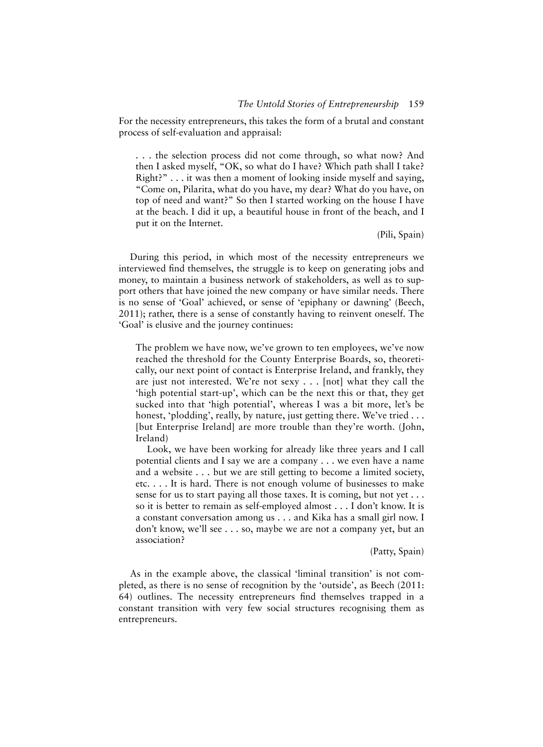For the necessity entrepreneurs, this takes the form of a brutal and constant process of self-evaluation and appraisal:

> . . . the selection process did not come through, so what now? And then I asked myself, "OK, so what do I have? Which path shall I take? Right?" . . . it was then a moment of looking inside myself and saying, "Come on, Pilarita, what do you have, my dear? What do you have, on top of need and want?" So then I started working on the house I have at the beach. I did it up, a beautiful house in front of the beach, and I put it on the Internet.
>
> (Pili, Spain)

During this period, in which most of the necessity entrepreneurs we interviewed find themselves, the struggle is to keep on generating jobs and money, to maintain a business network of stakeholders, as well as to support others that have joined the new company or have similar needs. There is no sense of 'Goal' achieved, or sense of 'epiphany or dawning' (Beech, 2011); rather, there is a sense of constantly having to reinvent oneself. The 'Goal' is elusive and the journey continues:

> The problem we have now, we've grown to ten employees, we've now reached the threshold for the County Enterprise Boards, so, theoretically, our next point of contact is Enterprise Ireland, and frankly, they are just not interested. We're not sexy . . . [not] what they call the 'high potential start-up', which can be the next this or that, they get sucked into that 'high potential', whereas I was a bit more, let's be honest, 'plodding', really, by nature, just getting there. We've tried . . . [but Enterprise Ireland] are more trouble than they're worth. (John, Ireland)
>
> Look, we have been working for already like three years and I call potential clients and I say we are a company . . . we even have a name and a website . . . but we are still getting to become a limited society, etc. . . . It is hard. There is not enough volume of businesses to make sense for us to start paying all those taxes. It is coming, but not yet . . . so it is better to remain as self-employed almost . . . I don't know. It is a constant conversation among us . . . and Kika has a small girl now. I don't know, we'll see . . . so, maybe we are not a company yet, but an association?
>
> (Patty, Spain)

As in the example above, the classical 'liminal transition' is not completed, as there is no sense of recognition by the 'outside', as Beech (2011: 64) outlines. The necessity entrepreneurs find themselves trapped in a constant transition with very few social structures recognising them as entrepreneurs.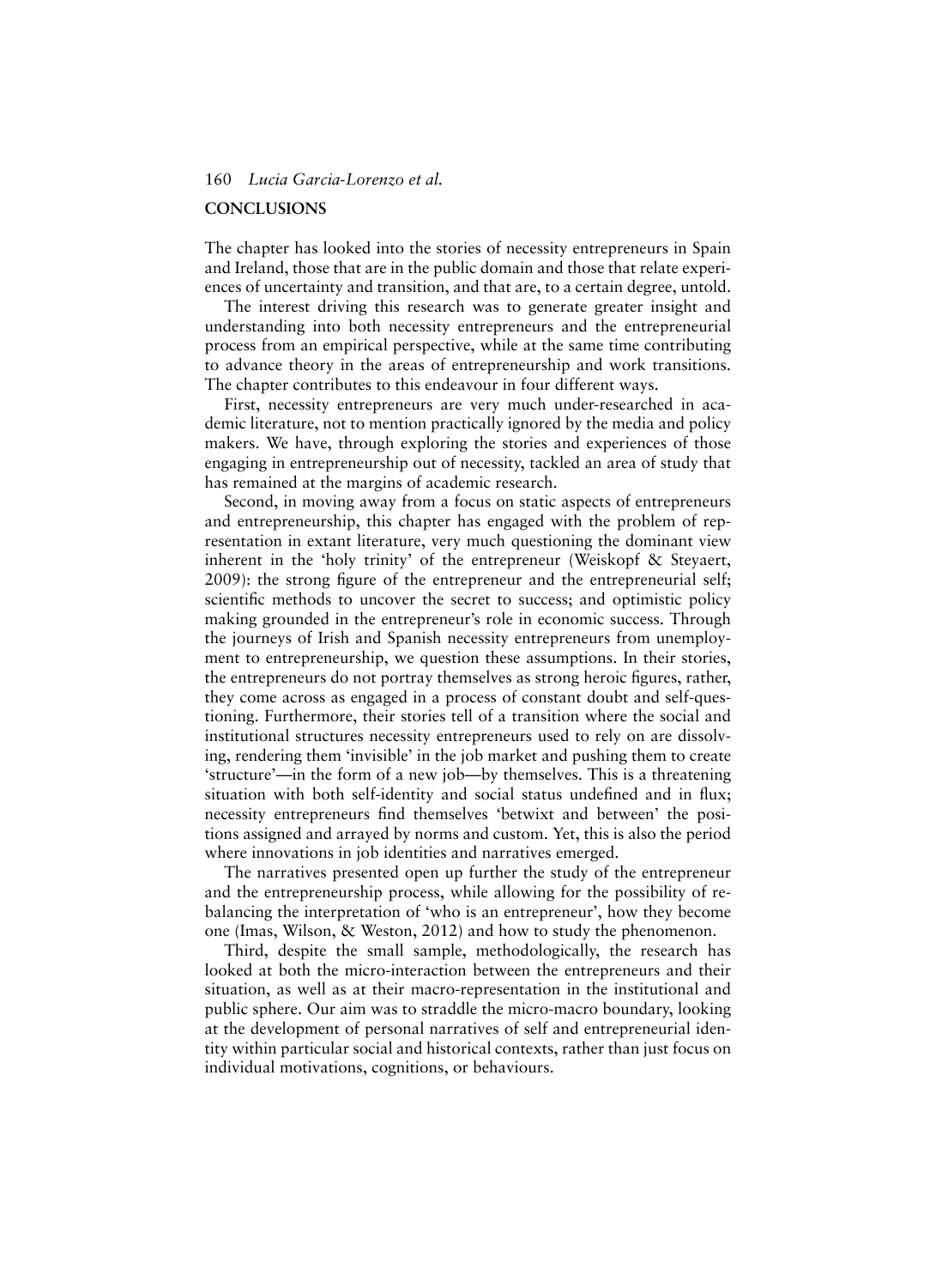## CONCLUSIONS

The chapter has looked into the stories of necessity entrepreneurs in Spain and Ireland, those that are in the public domain and those that relate experiences of uncertainty and transition, and that are, to a certain degree, untold.

The interest driving this research was to generate greater insight and understanding into both necessity entrepreneurs and the entrepreneurial process from an empirical perspective, while at the same time contributing to advance theory in the areas of entrepreneurship and work transitions. The chapter contributes to this endeavour in four different ways.

First, necessity entrepreneurs are very much under-researched in academic literature, not to mention practically ignored by the media and policy makers. We have, through exploring the stories and experiences of those engaging in entrepreneurship out of necessity, tackled an area of study that has remained at the margins of academic research.

Second, in moving away from a focus on static aspects of entrepreneurs and entrepreneurship, this chapter has engaged with the problem of representation in extant literature, very much questioning the dominant view inherent in the 'holy trinity' of the entrepreneur (Weiskopf & Steyaert, 2009): the strong figure of the entrepreneur and the entrepreneurial self; scientific methods to uncover the secret to success; and optimistic policy making grounded in the entrepreneur's role in economic success. Through the journeys of Irish and Spanish necessity entrepreneurs from unemployment to entrepreneurship, we question these assumptions. In their stories, the entrepreneurs do not portray themselves as strong heroic figures, rather, they come across as engaged in a process of constant doubt and self-questioning. Furthermore, their stories tell of a transition where the social and institutional structures necessity entrepreneurs used to rely on are dissolving, rendering them 'invisible' in the job market and pushing them to create 'structure'—in the form of a new job—by themselves. This is a threatening situation with both self-identity and social status undefined and in flux; necessity entrepreneurs find themselves 'betwixt and between' the positions assigned and arrayed by norms and custom. Yet, this is also the period where innovations in job identities and narratives emerged.

The narratives presented open up further the study of the entrepreneur and the entrepreneurship process, while allowing for the possibility of rebalancing the interpretation of 'who is an entrepreneur', how they become one (Imas, Wilson, & Weston, 2012) and how to study the phenomenon.

Third, despite the small sample, methodologically, the research has looked at both the micro-interaction between the entrepreneurs and their situation, as well as at their macro-representation in the institutional and public sphere. Our aim was to straddle the micro-macro boundary, looking at the development of personal narratives of self and entrepreneurial identity within particular social and historical contexts, rather than just focus on individual motivations, cognitions, or behaviours.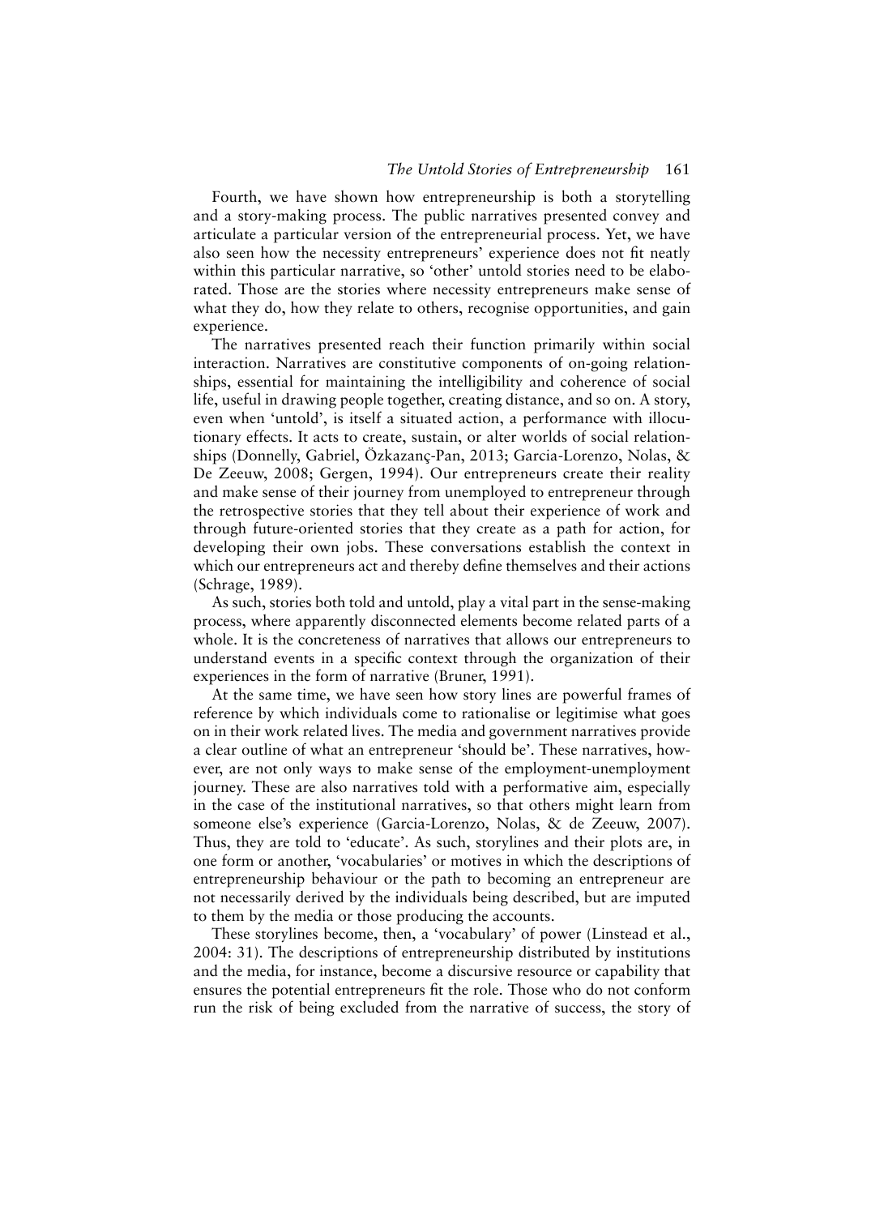Fourth, we have shown how entrepreneurship is both a storytelling and a story-making process. The public narratives presented convey and articulate a particular version of the entrepreneurial process. Yet, we have also seen how the necessity entrepreneurs' experience does not fit neatly within this particular narrative, so 'other' untold stories need to be elaborated. Those are the stories where necessity entrepreneurs make sense of what they do, how they relate to others, recognise opportunities, and gain experience.

The narratives presented reach their function primarily within social interaction. Narratives are constitutive components of on-going relationships, essential for maintaining the intelligibility and coherence of social life, useful in drawing people together, creating distance, and so on. A story, even when 'untold', is itself a situated action, a performance with illocutionary effects. It acts to create, sustain, or alter worlds of social relationships (Donnelly, Gabriel, Özkazanç-Pan, 2013; Garcia-Lorenzo, Nolas, & De Zeeuw, 2008; Gergen, 1994). Our entrepreneurs create their reality and make sense of their journey from unemployed to entrepreneur through the retrospective stories that they tell about their experience of work and through future-oriented stories that they create as a path for action, for developing their own jobs. These conversations establish the context in which our entrepreneurs act and thereby define themselves and their actions (Schrage, 1989).

As such, stories both told and untold, play a vital part in the sense-making process, where apparently disconnected elements become related parts of a whole. It is the concreteness of narratives that allows our entrepreneurs to understand events in a specific context through the organization of their experiences in the form of narrative (Bruner, 1991).

At the same time, we have seen how story lines are powerful frames of reference by which individuals come to rationalise or legitimise what goes on in their work related lives. The media and government narratives provide a clear outline of what an entrepreneur 'should be'. These narratives, however, are not only ways to make sense of the employment-unemployment journey. These are also narratives told with a performative aim, especially in the case of the institutional narratives, so that others might learn from someone else's experience (Garcia-Lorenzo, Nolas, & de Zeeuw, 2007). Thus, they are told to 'educate'. As such, storylines and their plots are, in one form or another, 'vocabularies' or motives in which the descriptions of entrepreneurship behaviour or the path to becoming an entrepreneur are not necessarily derived by the individuals being described, but are imputed to them by the media or those producing the accounts.

These storylines become, then, a 'vocabulary' of power (Linstead et al., 2004: 31). The descriptions of entrepreneurship distributed by institutions and the media, for instance, become a discursive resource or capability that ensures the potential entrepreneurs fit the role. Those who do not conform run the risk of being excluded from the narrative of success, the story of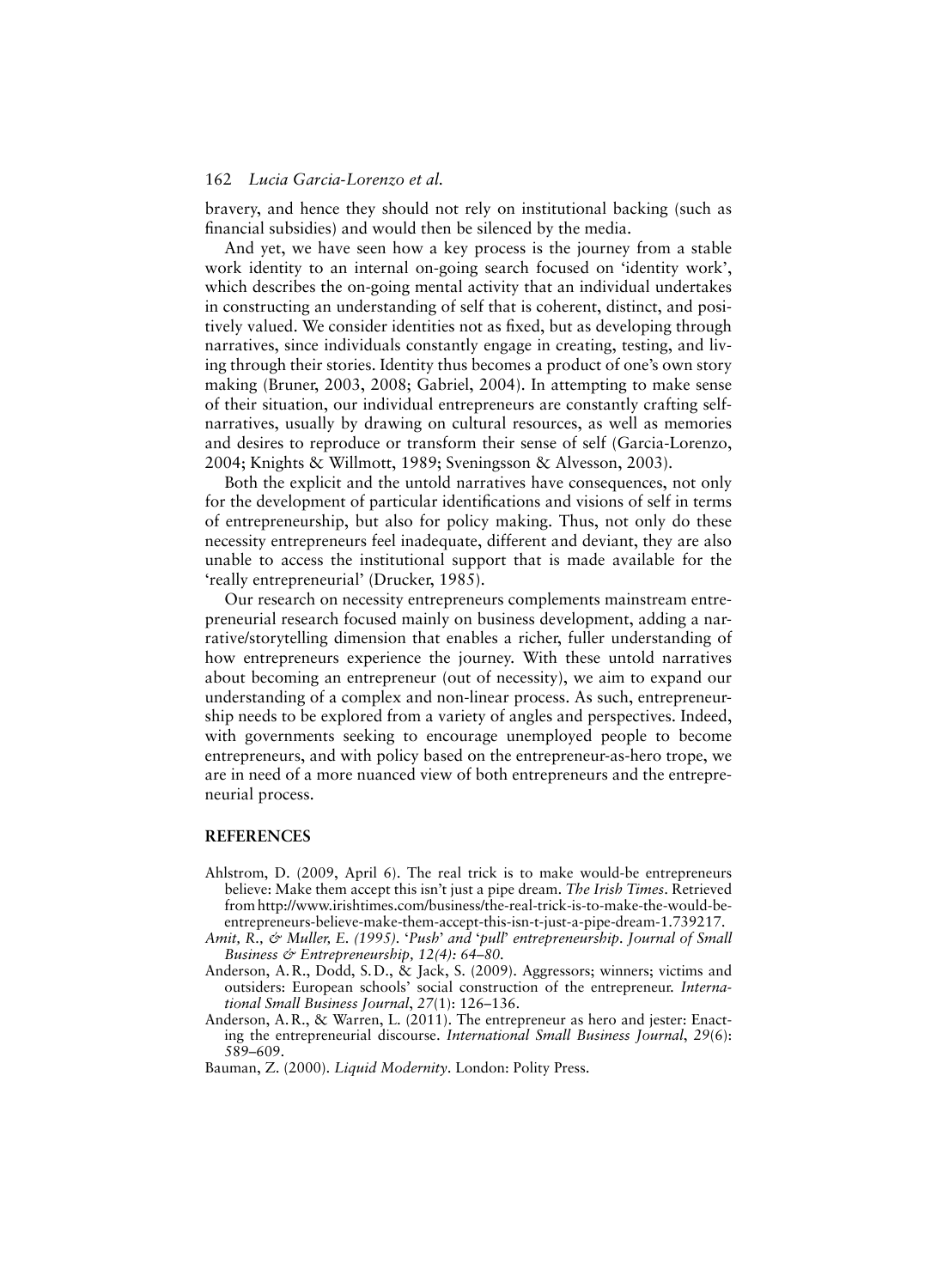bravery, and hence they should not rely on institutional backing (such as financial subsidies) and would then be silenced by the media.

And yet, we have seen how a key process is the journey from a stable work identity to an internal on-going search focused on 'identity work', which describes the on-going mental activity that an individual undertakes in constructing an understanding of self that is coherent, distinct, and positively valued. We consider identities not as fixed, but as developing through narratives, since individuals constantly engage in creating, testing, and living through their stories. Identity thus becomes a product of one's own story making (Bruner, 2003, 2008; Gabriel, 2004). In attempting to make sense of their situation, our individual entrepreneurs are constantly crafting self-narratives, usually by drawing on cultural resources, as well as memories and desires to reproduce or transform their sense of self (Garcia-Lorenzo, 2004; Knights & Willmott, 1989; Sveningsson & Alvesson, 2003).

Both the explicit and the untold narratives have consequences, not only for the development of particular identifications and visions of self in terms of entrepreneurship, but also for policy making. Thus, not only do these necessity entrepreneurs feel inadequate, different and deviant, they are also unable to access the institutional support that is made available for the 'really entrepreneurial' (Drucker, 1985).

Our research on necessity entrepreneurs complements mainstream entrepreneurial research focused mainly on business development, adding a narrative/storytelling dimension that enables a richer, fuller understanding of how entrepreneurs experience the journey. With these untold narratives about becoming an entrepreneur (out of necessity), we aim to expand our understanding of a complex and non-linear process. As such, entrepreneurship needs to be explored from a variety of angles and perspectives. Indeed, with governments seeking to encourage unemployed people to become entrepreneurs, and with policy based on the entrepreneur-as-hero trope, we are in need of a more nuanced view of both entrepreneurs and the entrepreneurial process.

## REFERENCES

Ahlstrom, D. (2009, April 6). The real trick is to make would-be entrepreneurs believe: Make them accept this isn't just a pipe dream. *The Irish Times*. Retrieved from http://www.irishtimes.com/business/the-real-trick-is-to-make-the-would-be-entrepreneurs-believe-make-them-accept-this-isn-t-just-a-pipe-dream-1.739217.

*Amit, R., & Muller, E. (1995). 'Push' and 'pull' entrepreneurship. Journal of Small Business & Entrepreneurship, 12(4): 64–80.*

Anderson, A.R., Dodd, S.D., & Jack, S. (2009). Aggressors; winners; victims and outsiders: European schools' social construction of the entrepreneur. *International Small Business Journal*, *27*(1): 126–136.

Anderson, A.R., & Warren, L. (2011). The entrepreneur as hero and jester: Enacting the entrepreneurial discourse. *International Small Business Journal*, *29*(6): 589–609.

Bauman, Z. (2000). *Liquid Modernity*. London: Polity Press.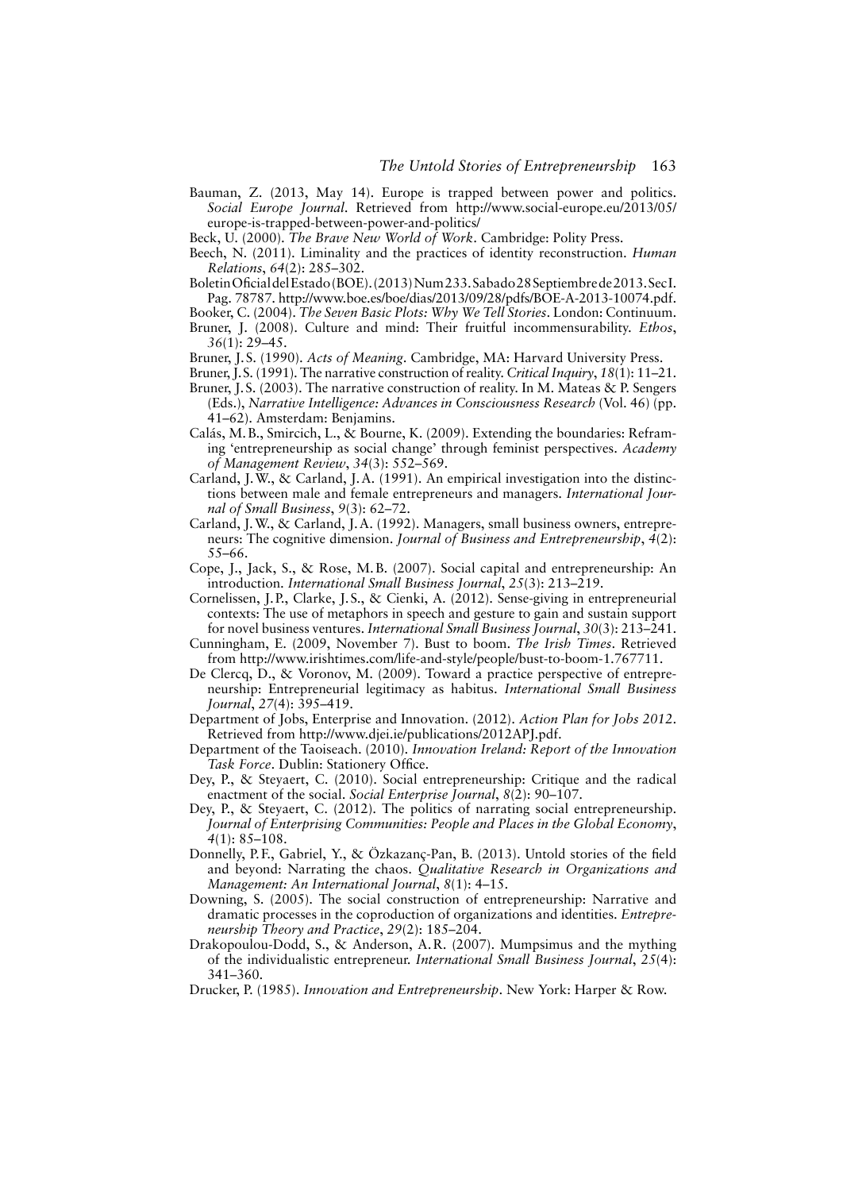Bauman, Z. (2013, May 14). Europe is trapped between power and politics. *Social Europe Journal*. Retrieved from http://www.social-europe.eu/2013/05/europe-is-trapped-between-power-and-politics/

Beck, U. (2000). *The Brave New World of Work*. Cambridge: Polity Press.

Beech, N. (2011). Liminality and the practices of identity reconstruction. *Human Relations*, *64*(2): 285–302.

Boletin Oficial del Estado (BOE). (2013) Num 233. Sabado 28 Septiembre de 2013. Sec I. Pag. 78787. http://www.boe.es/boe/dias/2013/09/28/pdfs/BOE-A-2013-10074.pdf.

Booker, C. (2004). *The Seven Basic Plots: Why We Tell Stories*. London: Continuum.

Bruner, J. (2008). Culture and mind: Their fruitful incommensurability. *Ethos*, *36*(1): 29–45.

Bruner, J. S. (1990). *Acts of Meaning*. Cambridge, MA: Harvard University Press.

Bruner, J. S. (1991). The narrative construction of reality. *Critical Inquiry*, *18*(1): 11–21.

Bruner, J. S. (2003). The narrative construction of reality. In M. Mateas & P. Sengers (Eds.), *Narrative Intelligence: Advances in Consciousness Research* (Vol. 46) (pp. 41–62). Amsterdam: Benjamins.

Calás, M. B., Smircich, L., & Bourne, K. (2009). Extending the boundaries: Reframing 'entrepreneurship as social change' through feminist perspectives. *Academy of Management Review*, *34*(3): 552–569.

Carland, J. W., & Carland, J. A. (1991). An empirical investigation into the distinctions between male and female entrepreneurs and managers. *International Journal of Small Business*, *9*(3): 62–72.

Carland, J. W., & Carland, J. A. (1992). Managers, small business owners, entrepreneurs: The cognitive dimension. *Journal of Business and Entrepreneurship*, *4*(2): 55–66.

Cope, J., Jack, S., & Rose, M. B. (2007). Social capital and entrepreneurship: An introduction. *International Small Business Journal*, *25*(3): 213–219.

Cornelissen, J. P., Clarke, J. S., & Cienki, A. (2012). Sense-giving in entrepreneurial contexts: The use of metaphors in speech and gesture to gain and sustain support for novel business ventures. *International Small Business Journal*, *30*(3): 213–241.

Cunningham, E. (2009, November 7). Bust to boom. *The Irish Times*. Retrieved from http://www.irishtimes.com/life-and-style/people/bust-to-boom-1.767711.

De Clercq, D., & Voronov, M. (2009). Toward a practice perspective of entrepreneurship: Entrepreneurial legitimacy as habitus. *International Small Business Journal*, *27*(4): 395–419.

Department of Jobs, Enterprise and Innovation. (2012). *Action Plan for Jobs 2012*. Retrieved from http://www.djei.ie/publications/2012APJ.pdf.

Department of the Taoiseach. (2010). *Innovation Ireland: Report of the Innovation Task Force*. Dublin: Stationery Office.

Dey, P., & Steyaert, C. (2010). Social entrepreneurship: Critique and the radical enactment of the social. *Social Enterprise Journal*, *8*(2): 90–107.

Dey, P., & Steyaert, C. (2012). The politics of narrating social entrepreneurship. *Journal of Enterprising Communities: People and Places in the Global Economy*, *4*(1): 85–108.

Donnelly, P. F., Gabriel, Y., & Özkazanç-Pan, B. (2013). Untold stories of the field and beyond: Narrating the chaos. *Qualitative Research in Organizations and Management: An International Journal*, *8*(1): 4–15.

Downing, S. (2005). The social construction of entrepreneurship: Narrative and dramatic processes in the coproduction of organizations and identities. *Entrepreneurship Theory and Practice*, *29*(2): 185–204.

Drakopoulou-Dodd, S., & Anderson, A. R. (2007). Mumpsimus and the mything of the individualistic entrepreneur. *International Small Business Journal*, *25*(4): 341–360.

Drucker, P. (1985). *Innovation and Entrepreneurship*. New York: Harper & Row.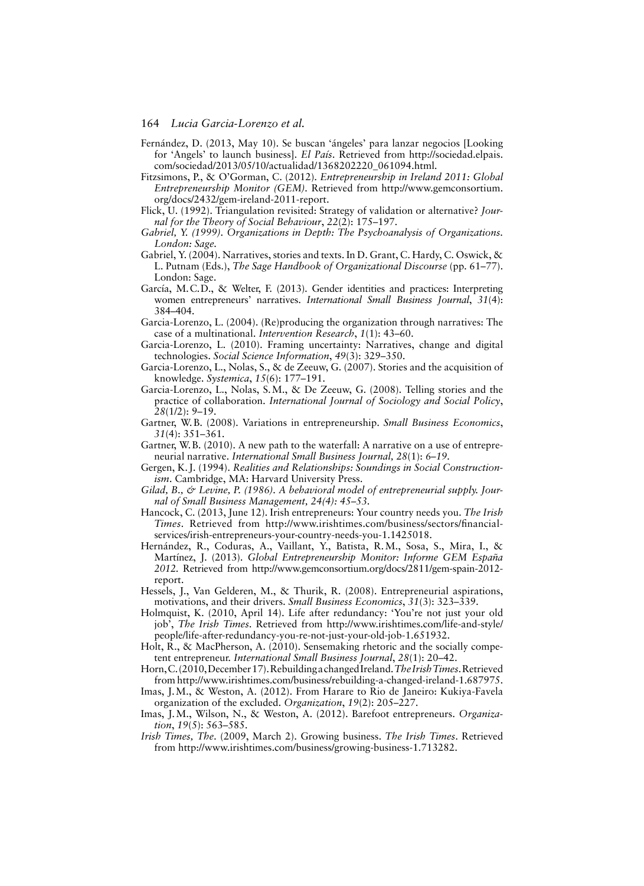Fernández, D. (2013, May 10). Se buscan 'ángeles' para lanzar negocios [Looking for 'Angels' to launch business]. *El País*. Retrieved from http://sociedad.elpais.com/sociedad/2013/05/10/actualidad/1368202220_061094.html.

Fitzsimons, P., & O'Gorman, C. (2012). *Entrepreneurship in Ireland 2011: Global Entrepreneurship Monitor (GEM)*. Retrieved from http://www.gemconsortium.org/docs/2432/gem-ireland-2011-report.

Flick, U. (1992). Triangulation revisited: Strategy of validation or alternative? *Journal for the Theory of Social Behaviour*, *22*(2): 175–197.

*Gabriel, Y. (1999). Organizations in Depth: The Psychoanalysis of Organizations. London: Sage.*

Gabriel, Y. (2004). Narratives, stories and texts. In D. Grant, C. Hardy, C. Oswick, & L. Putnam (Eds.), *The Sage Handbook of Organizational Discourse* (pp. 61–77). London: Sage.

García, M.C.D., & Welter, F. (2013). Gender identities and practices: Interpreting women entrepreneurs' narratives. *International Small Business Journal*, *31*(4): 384–404.

Garcia-Lorenzo, L. (2004). (Re)producing the organization through narratives: The case of a multinational. *Intervention Research*, *1*(1): 43–60.

Garcia-Lorenzo, L. (2010). Framing uncertainty: Narratives, change and digital technologies. *Social Science Information*, *49*(3): 329–350.

Garcia-Lorenzo, L., Nolas, S., & de Zeeuw, G. (2007). Stories and the acquisition of knowledge. *Systemica*, *15*(6): 177–191.

Garcia-Lorenzo, L., Nolas, S.M., & De Zeeuw, G. (2008). Telling stories and the practice of collaboration. *International Journal of Sociology and Social Policy*, *28*(1/2): 9–19.

Gartner, W.B. (2008). Variations in entrepreneurship. *Small Business Economics*, *31*(4): 351–361.

Gartner, W.B. (2010). A new path to the waterfall: A narrative on a use of entrepreneurial narrative. *International Small Business Journal, 28*(1): 6–19.

Gergen, K.J. (1994). *Realities and Relationships: Soundings in Social Constructionism*. Cambridge, MA: Harvard University Press.

*Gilad, B., & Levine, P. (1986). A behavioral model of entrepreneurial supply. Journal of Small Business Management, 24(4): 45–53.*

Hancock, C. (2013, June 12). Irish entrepreneurs: Your country needs you. *The Irish Times*. Retrieved from http://www.irishtimes.com/business/sectors/financial-services/irish-entrepreneurs-your-country-needs-you-1.1425018.

Hernández, R., Coduras, A., Vaillant, Y., Batista, R.M., Sosa, S., Mira, I., & Martínez, J. (2013). *Global Entrepreneurship Monitor: Informe GEM España 2012*. Retrieved from http://www.gemconsortium.org/docs/2811/gem-spain-2012-report.

Hessels, J., Van Gelderen, M., & Thurik, R. (2008). Entrepreneurial aspirations, motivations, and their drivers. *Small Business Economics*, *31*(3): 323–339.

Holmquist, K. (2010, April 14). Life after redundancy: 'You're not just your old job', *The Irish Times*. Retrieved from http://www.irishtimes.com/life-and-style/people/life-after-redundancy-you-re-not-just-your-old-job-1.651932.

Holt, R., & MacPherson, A. (2010). Sensemaking rhetoric and the socially competent entrepreneur. *International Small Business Journal*, *28*(1): 20–42.

Horn, C. (2010, December 17). Rebuilding a changed Ireland. *The Irish Times*. Retrieved from http://www.irishtimes.com/business/rebuilding-a-changed-ireland-1.687975.

Imas, J.M., & Weston, A. (2012). From Harare to Rio de Janeiro: Kukiya-Favela organization of the excluded. *Organization*, *19*(2): 205–227.

Imas, J.M., Wilson, N., & Weston, A. (2012). Barefoot entrepreneurs. *Organization*, *19*(5): 563–585.

*Irish Times, The*. (2009, March 2). Growing business. *The Irish Times*. Retrieved from http://www.irishtimes.com/business/growing-business-1.713282.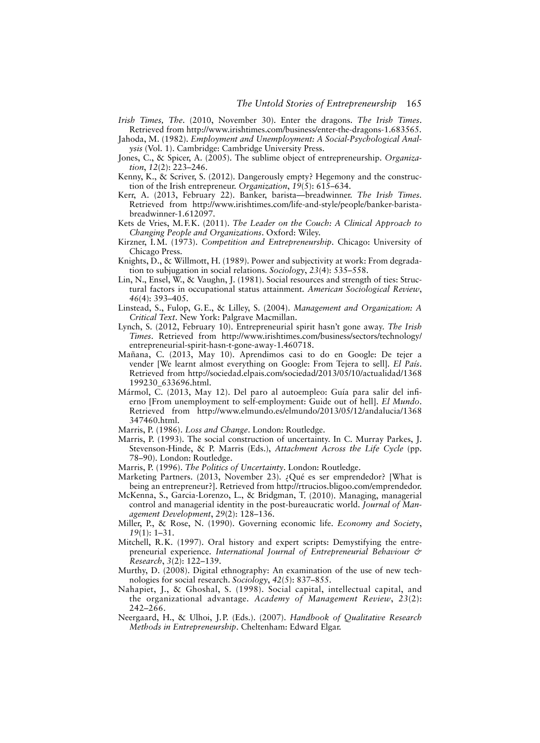*Irish Times, The*. (2010, November 30). Enter the dragons. *The Irish Times*. Retrieved from http://www.irishtimes.com/business/enter-the-dragons-1.683565.

Jahoda, M. (1982). *Employment and Unemployment: A Social-Psychological Analysis* (Vol. 1). Cambridge: Cambridge University Press.

Jones, C., & Spicer, A. (2005). The sublime object of entrepreneurship. *Organization*, *12*(2): 223–246.

Kenny, K., & Scriver, S. (2012). Dangerously empty? Hegemony and the construction of the Irish entrepreneur. *Organization*, *19*(5): 615–634.

Kerr, A. (2013, February 22). Banker, barista—breadwinner. *The Irish Times*. Retrieved from http://www.irishtimes.com/life-and-style/people/banker-barista-breadwinner-1.612097.

Kets de Vries, M.F.K. (2011). *The Leader on the Couch: A Clinical Approach to Changing People and Organizations*. Oxford: Wiley.

Kirzner, I.M. (1973). *Competition and Entrepreneurship*. Chicago: University of Chicago Press.

Knights, D., & Willmott, H. (1989). Power and subjectivity at work: From degradation to subjugation in social relations. *Sociology*, *23*(4): 535–558.

Lin, N., Ensel, W., & Vaughn, J. (1981). Social resources and strength of ties: Structural factors in occupational status attainment. *American Sociological Review*, *46*(4): 393–405.

Linstead, S., Fulop, G.E., & Lilley, S. (2004). *Management and Organization: A Critical Text*. New York: Palgrave Macmillan.

Lynch, S. (2012, February 10). Entrepreneurial spirit hasn't gone away. *The Irish Times*. Retrieved from http://www.irishtimes.com/business/sectors/technology/entrepreneurial-spirit-hasn-t-gone-away-1.460718.

Mañana, C. (2013, May 10). Aprendimos casi to do en Google: De tejer a vender [We learnt almost everything on Google: From Tejera to sell]. *El País*. Retrieved from http://sociedad.elpais.com/sociedad/2013/05/10/actualidad/1368199230_633696.html.

Mármol, C. (2013, May 12). Del paro al autoempleo: Guía para salir del infierno [From unemployment to self-employment: Guide out of hell]. *El Mundo*. Retrieved from http://www.elmundo.es/elmundo/2013/05/12/andalucia/1368347460.html.

Marris, P. (1986). *Loss and Change*. London: Routledge.

Marris, P. (1993). The social construction of uncertainty. In C. Murray Parkes, J. Stevenson-Hinde, & P. Marris (Eds.), *Attachment Across the Life Cycle* (pp. 78–90). London: Routledge.

Marris, P. (1996). *The Politics of Uncertainty*. London: Routledge.

Marketing Partners. (2013, November 23). ¿Qué es ser emprendedor? [What is being an entrepreneur?]. Retrieved from http://rtrucios.bligoo.com/emprendedor.

McKenna, S., Garcia-Lorenzo, L., & Bridgman, T. (2010). Managing, managerial control and managerial identity in the post-bureaucratic world. *Journal of Management Development*, *29*(2): 128–136.

Miller, P., & Rose, N. (1990). Governing economic life. *Economy and Society*, *19*(1): 1–31.

Mitchell, R.K. (1997). Oral history and expert scripts: Demystifying the entrepreneurial experience. *International Journal of Entrepreneurial Behaviour & Research*, *3*(2): 122–139.

Murthy, D. (2008). Digital ethnography: An examination of the use of new technologies for social research. *Sociology*, *42*(5): 837–855.

Nahapiet, J., & Ghoshal, S. (1998). Social capital, intellectual capital, and the organizational advantage. *Academy of Management Review*, *23*(2): 242–266.

Neergaard, H., & Ulhoi, J.P. (Eds.). (2007). *Handbook of Qualitative Research Methods in Entrepreneurship*. Cheltenham: Edward Elgar.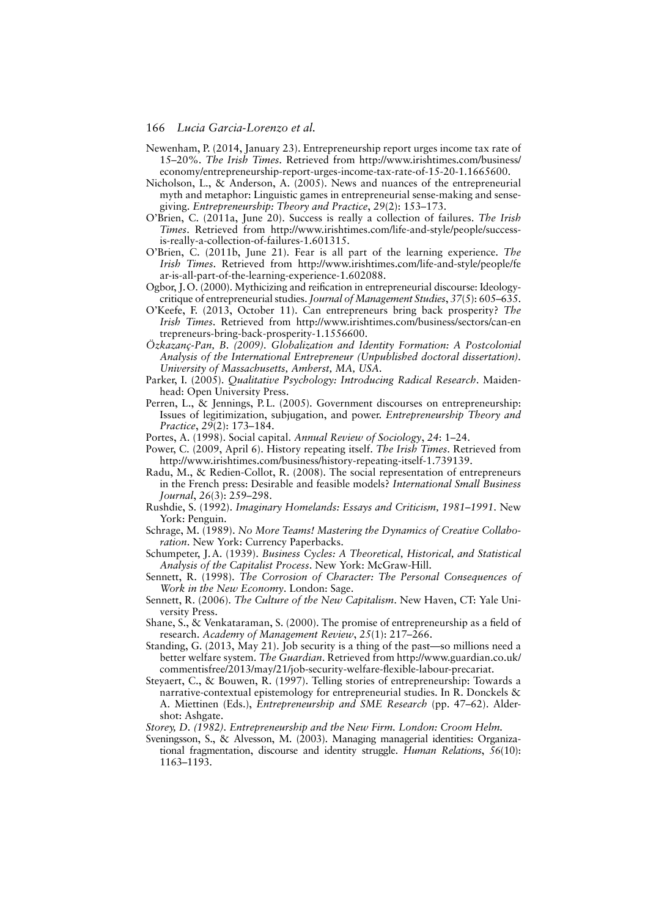Newenham, P. (2014, January 23). Entrepreneurship report urges income tax rate of 15–20%. *The Irish Times*. Retrieved from http://www.irishtimes.com/business/economy/entrepreneurship-report-urges-income-tax-rate-of-15-20-1.1665600.

Nicholson, L., & Anderson, A. (2005). News and nuances of the entrepreneurial myth and metaphor: Linguistic games in entrepreneurial sense-making and sense-giving. *Entrepreneurship: Theory and Practice*, *29*(2): 153–173.

O'Brien, C. (2011a, June 20). Success is really a collection of failures. *The Irish Times*. Retrieved from http://www.irishtimes.com/life-and-style/people/success-is-really-a-collection-of-failures-1.601315.

O'Brien, C. (2011b, June 21). Fear is all part of the learning experience. *The Irish Times*. Retrieved from http://www.irishtimes.com/life-and-style/people/fear-is-all-part-of-the-learning-experience-1.602088.

Ogbor, J.O. (2000). Mythicizing and reification in entrepreneurial discourse: Ideology-critique of entrepreneurial studies. *Journal of Management Studies*, *37*(5): 605–635.

O'Keefe, F. (2013, October 11). Can entrepreneurs bring back prosperity? *The Irish Times*. Retrieved from http://www.irishtimes.com/business/sectors/can-entrepreneurs-bring-back-prosperity-1.1556600.

*Özkazanç-Pan, B. (2009). Globalization and Identity Formation: A Postcolonial Analysis of the International Entrepreneur (Unpublished doctoral dissertation). University of Massachusetts, Amherst, MA, USA.*

Parker, I. (2005). *Qualitative Psychology: Introducing Radical Research*. Maidenhead: Open University Press.

Perren, L., & Jennings, P.L. (2005). Government discourses on entrepreneurship: Issues of legitimization, subjugation, and power. *Entrepreneurship Theory and Practice*, *29*(2): 173–184.

Portes, A. (1998). Social capital. *Annual Review of Sociology*, *24*: 1–24.

Power, C. (2009, April 6). History repeating itself. *The Irish Times*. Retrieved from http://www.irishtimes.com/business/history-repeating-itself-1.739139.

Radu, M., & Redien-Collot, R. (2008). The social representation of entrepreneurs in the French press: Desirable and feasible models? *International Small Business Journal*, *26*(3): 259–298.

Rushdie, S. (1992). *Imaginary Homelands: Essays and Criticism, 1981–1991*. New York: Penguin.

Schrage, M. (1989). *No More Teams! Mastering the Dynamics of Creative Collaboration*. New York: Currency Paperbacks.

Schumpeter, J.A. (1939). *Business Cycles: A Theoretical, Historical, and Statistical Analysis of the Capitalist Process*. New York: McGraw-Hill.

Sennett, R. (1998). *The Corrosion of Character: The Personal Consequences of Work in the New Economy*. London: Sage.

Sennett, R. (2006). *The Culture of the New Capitalism*. New Haven, CT: Yale University Press.

Shane, S., & Venkataraman, S. (2000). The promise of entrepreneurship as a field of research. *Academy of Management Review*, *25*(1): 217–266.

Standing, G. (2013, May 21). Job security is a thing of the past—so millions need a better welfare system. *The Guardian*. Retrieved from http://www.guardian.co.uk/commentisfree/2013/may/21/job-security-welfare-flexible-labour-precariat.

Steyaert, C., & Bouwen, R. (1997). Telling stories of entrepreneurship: Towards a narrative-contextual epistemology for entrepreneurial studies. In R. Donckels & A. Miettinen (Eds.), *Entrepreneurship and SME Research* (pp. 47–62). Aldershot: Ashgate.

*Storey, D. (1982). Entrepreneurship and the New Firm. London: Croom Helm.*

Sveningsson, S., & Alvesson, M. (2003). Managing managerial identities: Organizational fragmentation, discourse and identity struggle. *Human Relations*, *56*(10): 1163–1193.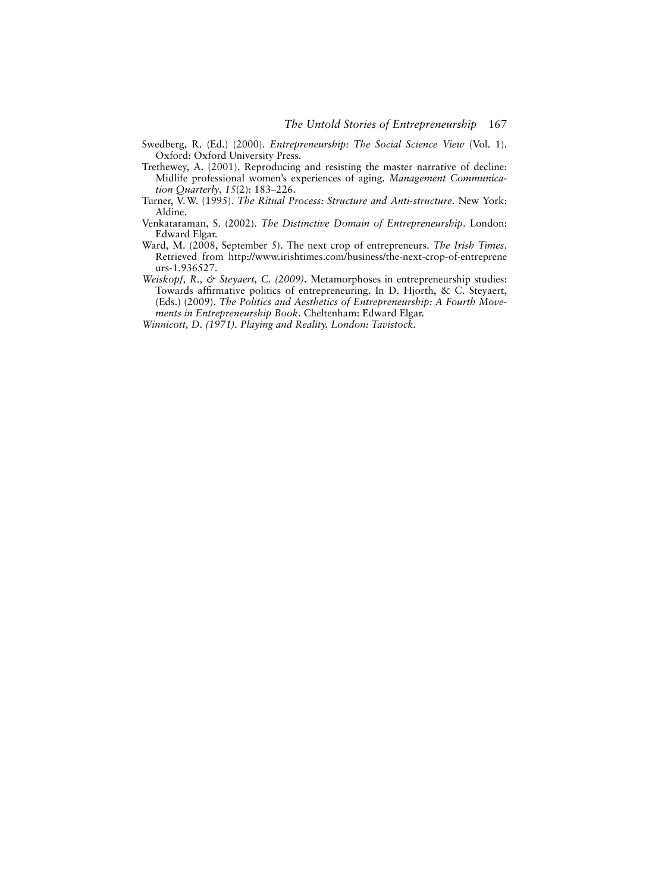Swedberg, R. (Ed.) (2000). *Entrepreneurship: The Social Science View* (Vol. 1). Oxford: Oxford University Press.

Trethewey, A. (2001). Reproducing and resisting the master narrative of decline: Midlife professional women's experiences of aging. *Management Communication Quarterly*, *15*(2): 183–226.

Turner, V.W. (1995). *The Ritual Process: Structure and Anti-structure*. New York: Aldine.

Venkataraman, S. (2002). *The Distinctive Domain of Entrepreneurship*. London: Edward Elgar.

Ward, M. (2008, September 5). The next crop of entrepreneurs. *The Irish Times*. Retrieved from http://www.irishtimes.com/business/the-next-crop-of-entrepreneurs-1.936527.

*Weiskopf, R., & Steyaert, C. (2009).* Metamorphoses in entrepreneurship studies: Towards affirmative politics of entrepreneuring. In D. Hjorth, & C. Steyaert, (Eds.) (2009). *The Politics and Aesthetics of Entrepreneurship: A Fourth Movements in Entrepreneurship Book*. Cheltenham: Edward Elgar.

*Winnicott, D. (1971). Playing and Reality. London: Tavistock.*